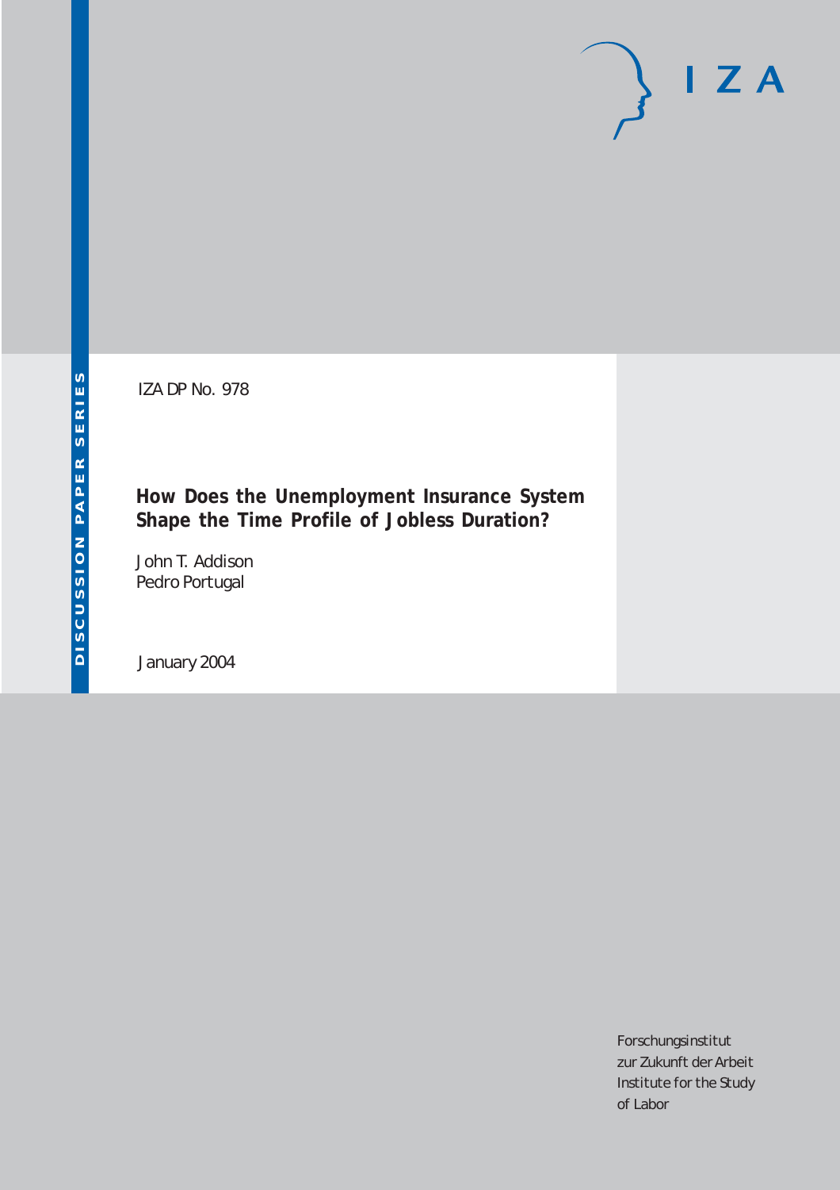IZA DP No. 978

# How Does the Unemployment Insurance System Shape the Time Profile of Jobless Duration?

John T. Addison
Pedro Portugal

January 2004

Forschungsinstitut
zur Zukunft der Arbeit
Institute for the Study
of Labor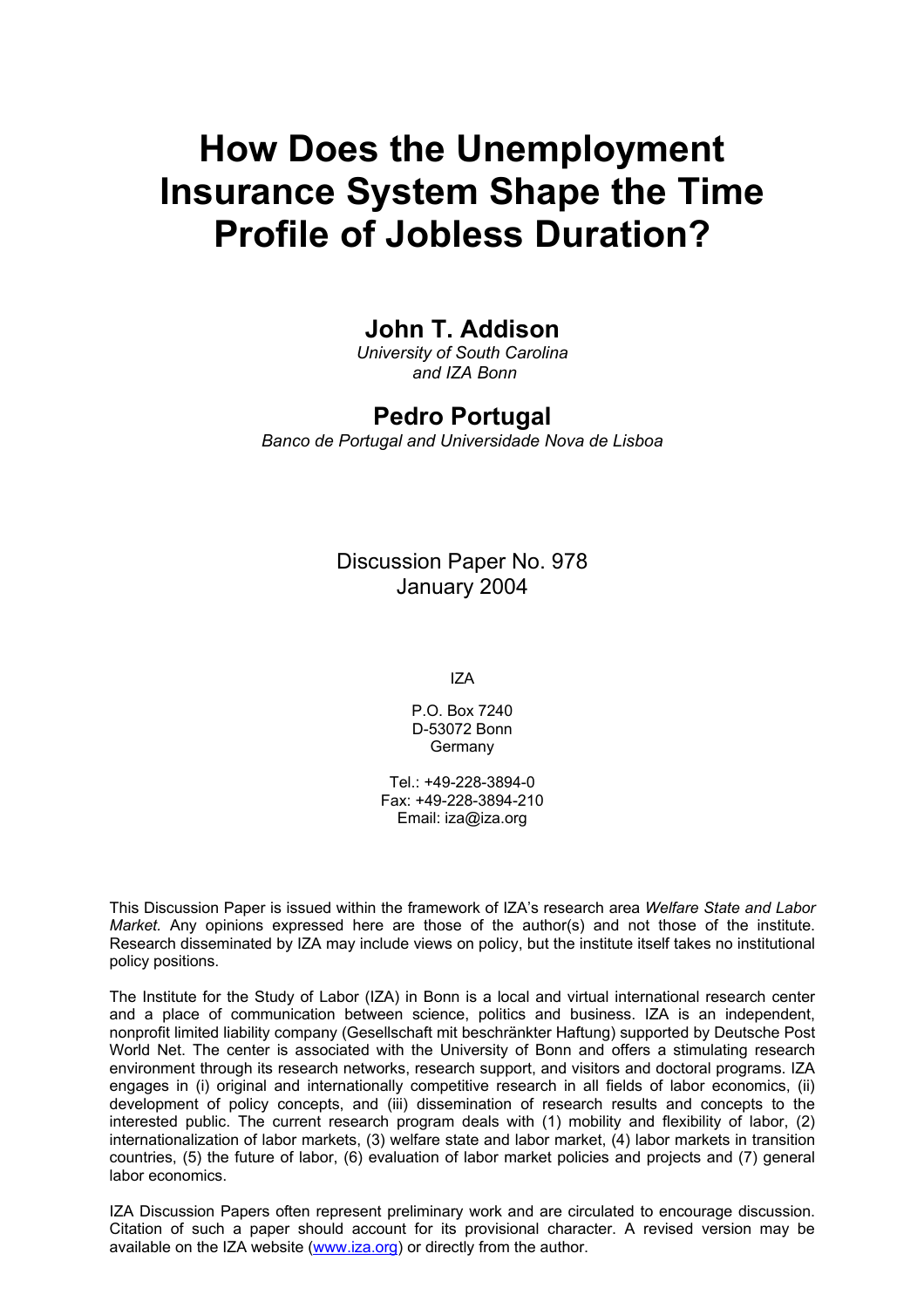# How Does the Unemployment Insurance System Shape the Time Profile of Jobless Duration?

## John T. Addison

*University of South Carolina and IZA Bonn*

## Pedro Portugal

*Banco de Portugal and Universidade Nova de Lisboa*

Discussion Paper No. 978
January 2004

IZA

P.O. Box 7240
D-53072 Bonn
Germany

Tel.: +49-228-3894-0
Fax: +49-228-3894-210
Email: iza@iza.org

This Discussion Paper is issued within the framework of IZA's research area *Welfare State and Labor Market.* Any opinions expressed here are those of the author(s) and not those of the institute. Research disseminated by IZA may include views on policy, but the institute itself takes no institutional policy positions.

The Institute for the Study of Labor (IZA) in Bonn is a local and virtual international research center and a place of communication between science, politics and business. IZA is an independent, nonprofit limited liability company (Gesellschaft mit beschränkter Haftung) supported by Deutsche Post World Net. The center is associated with the University of Bonn and offers a stimulating research environment through its research networks, research support, and visitors and doctoral programs. IZA engages in (i) original and internationally competitive research in all fields of labor economics, (ii) development of policy concepts, and (iii) dissemination of research results and concepts to the interested public. The current research program deals with (1) mobility and flexibility of labor, (2) internationalization of labor markets, (3) welfare state and labor market, (4) labor markets in transition countries, (5) the future of labor, (6) evaluation of labor market policies and projects and (7) general labor economics.

IZA Discussion Papers often represent preliminary work and are circulated to encourage discussion. Citation of such a paper should account for its provisional character. A revised version may be available on the IZA website (www.iza.org) or directly from the author.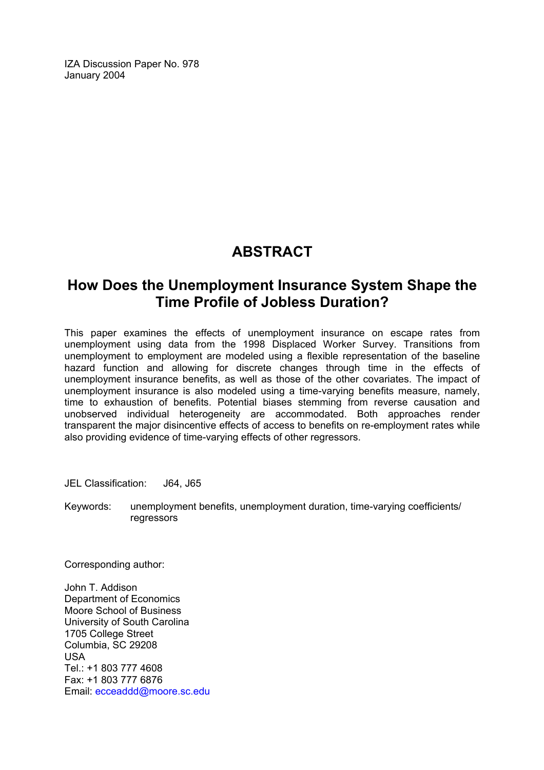IZA Discussion Paper No. 978
January 2004

# ABSTRACT

## How Does the Unemployment Insurance System Shape the Time Profile of Jobless Duration?

This paper examines the effects of unemployment insurance on escape rates from unemployment using data from the 1998 Displaced Worker Survey. Transitions from unemployment to employment are modeled using a flexible representation of the baseline hazard function and allowing for discrete changes through time in the effects of unemployment insurance benefits, as well as those of the other covariates. The impact of unemployment insurance is also modeled using a time-varying benefits measure, namely, time to exhaustion of benefits. Potential biases stemming from reverse causation and unobserved individual heterogeneity are accommodated. Both approaches render transparent the major disincentive effects of access to benefits on re-employment rates while also providing evidence of time-varying effects of other regressors.

JEL Classification: J64, J65

Keywords: unemployment benefits, unemployment duration, time-varying coefficients/ regressors

Corresponding author:

John T. Addison
Department of Economics
Moore School of Business
University of South Carolina
1705 College Street
Columbia, SC 29208
USA
Tel.: +1 803 777 4608
Fax: +1 803 777 6876
Email: ecceaddd@moore.sc.edu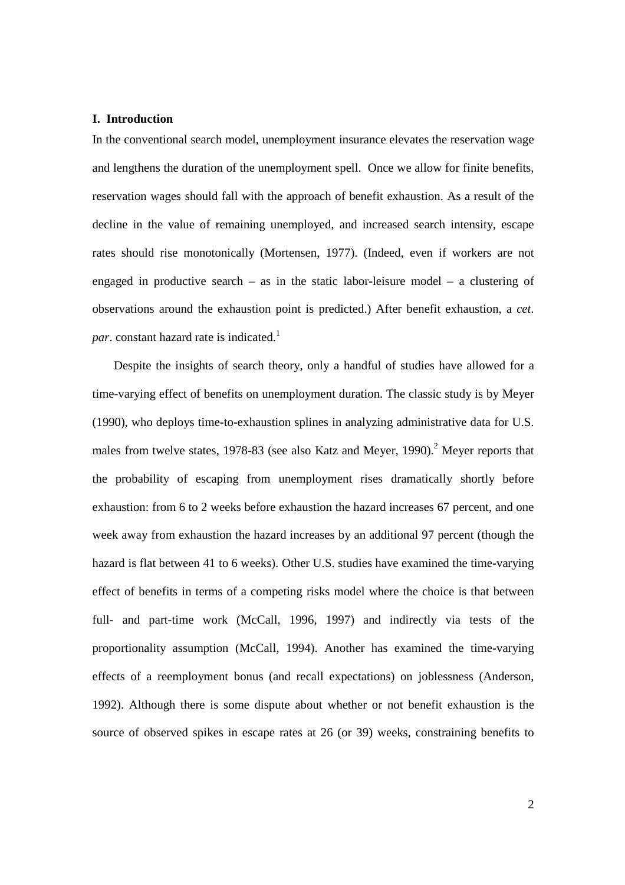## I. Introduction

In the conventional search model, unemployment insurance elevates the reservation wage and lengthens the duration of the unemployment spell. Once we allow for finite benefits, reservation wages should fall with the approach of benefit exhaustion. As a result of the decline in the value of remaining unemployed, and increased search intensity, escape rates should rise monotonically (Mortensen, 1977). (Indeed, even if workers are not engaged in productive search – as in the static labor-leisure model – a clustering of observations around the exhaustion point is predicted.) After benefit exhaustion, a *cet. par*. constant hazard rate is indicated.[1]

Despite the insights of search theory, only a handful of studies have allowed for a time-varying effect of benefits on unemployment duration. The classic study is by Meyer (1990), who deploys time-to-exhaustion splines in analyzing administrative data for U.S. males from twelve states, 1978-83 (see also Katz and Meyer, 1990).[2] Meyer reports that the probability of escaping from unemployment rises dramatically shortly before exhaustion: from 6 to 2 weeks before exhaustion the hazard increases 67 percent, and one week away from exhaustion the hazard increases by an additional 97 percent (though the hazard is flat between 41 to 6 weeks). Other U.S. studies have examined the time-varying effect of benefits in terms of a competing risks model where the choice is that between full- and part-time work (McCall, 1996, 1997) and indirectly via tests of the proportionality assumption (McCall, 1994). Another has examined the time-varying effects of a reemployment bonus (and recall expectations) on joblessness (Anderson, 1992). Although there is some dispute about whether or not benefit exhaustion is the source of observed spikes in escape rates at 26 (or 39) weeks, constraining benefits to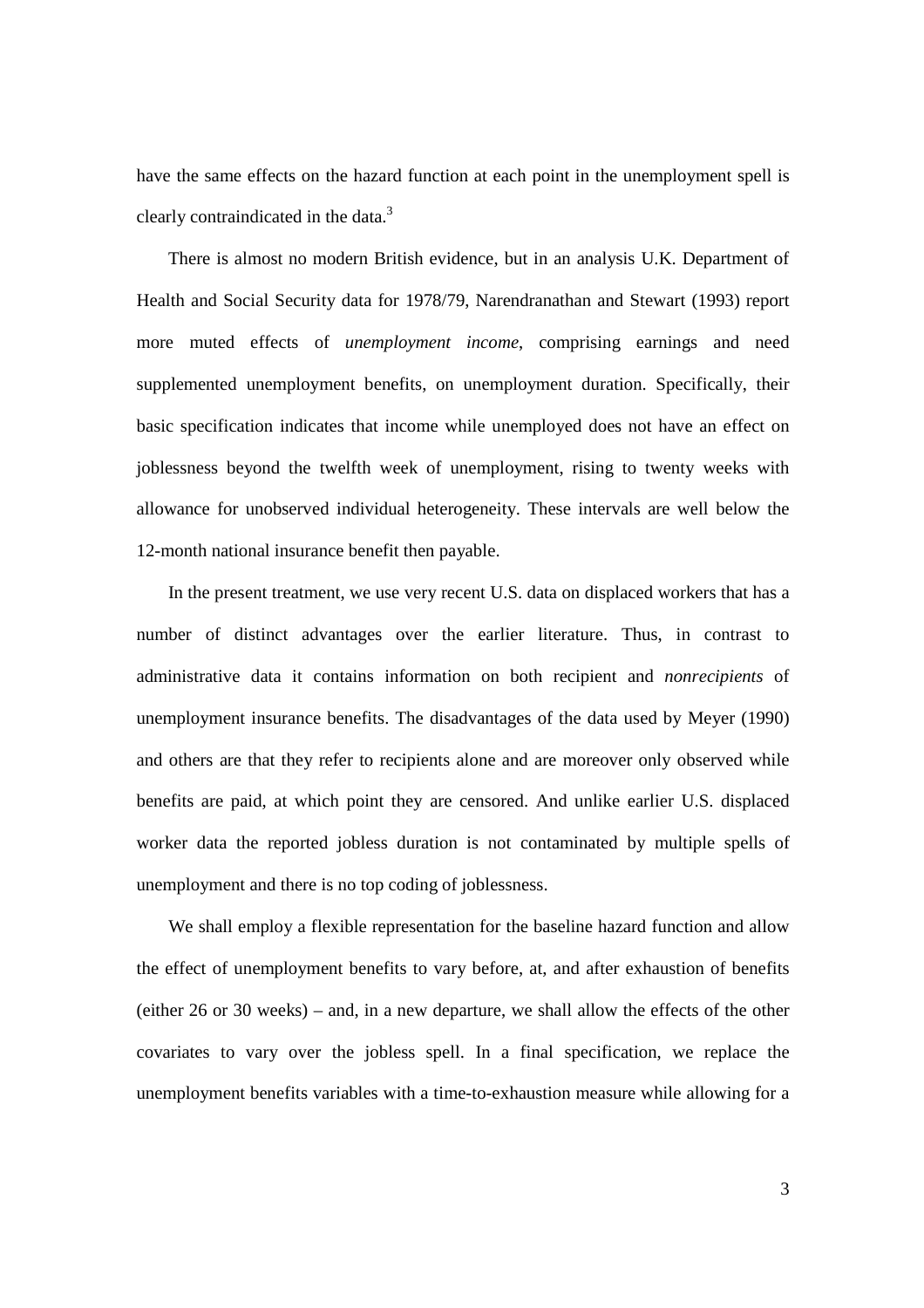have the same effects on the hazard function at each point in the unemployment spell is clearly contraindicated in the data.[3]

There is almost no modern British evidence, but in an analysis U.K. Department of Health and Social Security data for 1978/79, Narendranathan and Stewart (1993) report more muted effects of *unemployment income*, comprising earnings and need supplemented unemployment benefits, on unemployment duration. Specifically, their basic specification indicates that income while unemployed does not have an effect on joblessness beyond the twelfth week of unemployment, rising to twenty weeks with allowance for unobserved individual heterogeneity. These intervals are well below the 12-month national insurance benefit then payable.

In the present treatment, we use very recent U.S. data on displaced workers that has a number of distinct advantages over the earlier literature. Thus, in contrast to administrative data it contains information on both recipient and *nonrecipients* of unemployment insurance benefits. The disadvantages of the data used by Meyer (1990) and others are that they refer to recipients alone and are moreover only observed while benefits are paid, at which point they are censored. And unlike earlier U.S. displaced worker data the reported jobless duration is not contaminated by multiple spells of unemployment and there is no top coding of joblessness.

We shall employ a flexible representation for the baseline hazard function and allow the effect of unemployment benefits to vary before, at, and after exhaustion of benefits (either 26 or 30 weeks) – and, in a new departure, we shall allow the effects of the other covariates to vary over the jobless spell. In a final specification, we replace the unemployment benefits variables with a time-to-exhaustion measure while allowing for a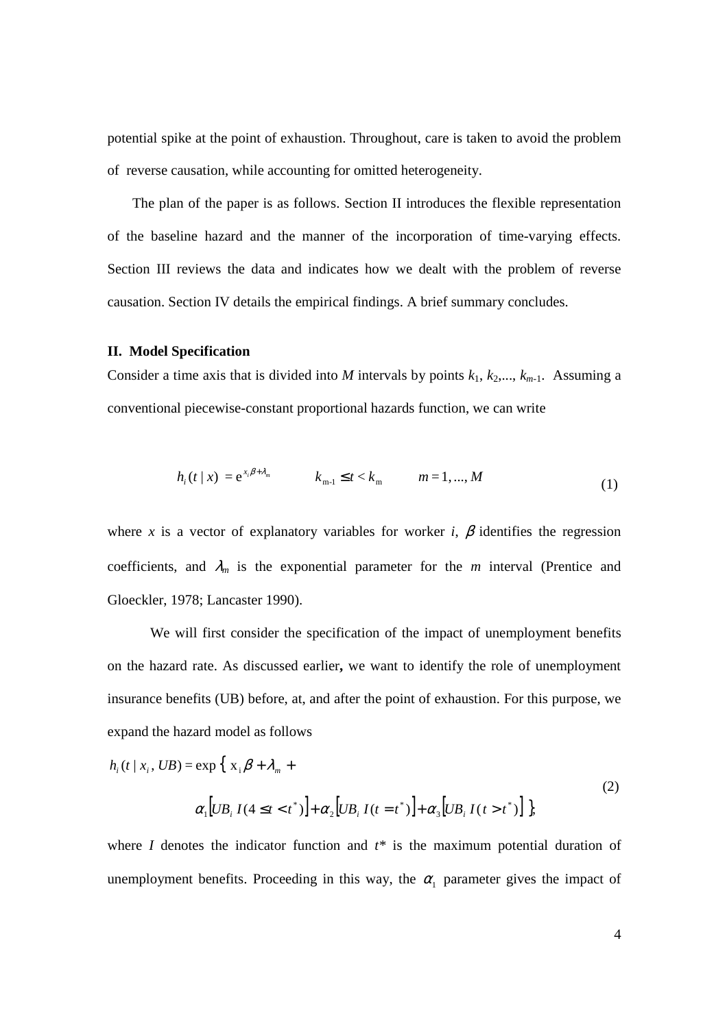potential spike at the point of exhaustion. Throughout, care is taken to avoid the problem of reverse causation, while accounting for omitted heterogeneity.

The plan of the paper is as follows. Section II introduces the flexible representation of the baseline hazard and the manner of the incorporation of time-varying effects. Section III reviews the data and indicates how we dealt with the problem of reverse causation. Section IV details the empirical findings. A brief summary concludes.

## II. Model Specification

Consider a time axis that is divided into *M* intervals by points $k_1, k_2, \ldots, k_{m-1}$. Assuming a conventional piecewise-constant proportional hazards function, we can write

$$h_i(t \mid x) = e^{x_i\beta + \lambda_m} \qquad k_{m-1} \leq t < k_m \qquad m = 1, \ldots, M \tag{1}$$

where $x$ is a vector of explanatory variables for worker $i$, $\beta$ identifies the regression coefficients, and $\lambda_m$ is the exponential parameter for the $m$ interval (Prentice and Gloeckler, 1978; Lancaster 1990).

We will first consider the specification of the impact of unemployment benefits on the hazard rate. As discussed earlier, we want to identify the role of unemployment insurance benefits (UB) before, at, and after the point of exhaustion. For this purpose, we expand the hazard model as follows

$$\begin{aligned} h_i(t \mid x_i, UB) = \exp\{\, & x_i\beta + \lambda_m + \\ & \alpha_1\left[UB_i\, I(4 \leq t < t^*)\right] + \alpha_2\left[UB_i\, I(t = t^*)\right] + \alpha_3\left[UB_i\, I(t > t^*)\right] \}, \end{aligned} \tag{2}$$

where $I$ denotes the indicator function and $t^*$ is the maximum potential duration of unemployment benefits. Proceeding in this way, the $\alpha_1$ parameter gives the impact of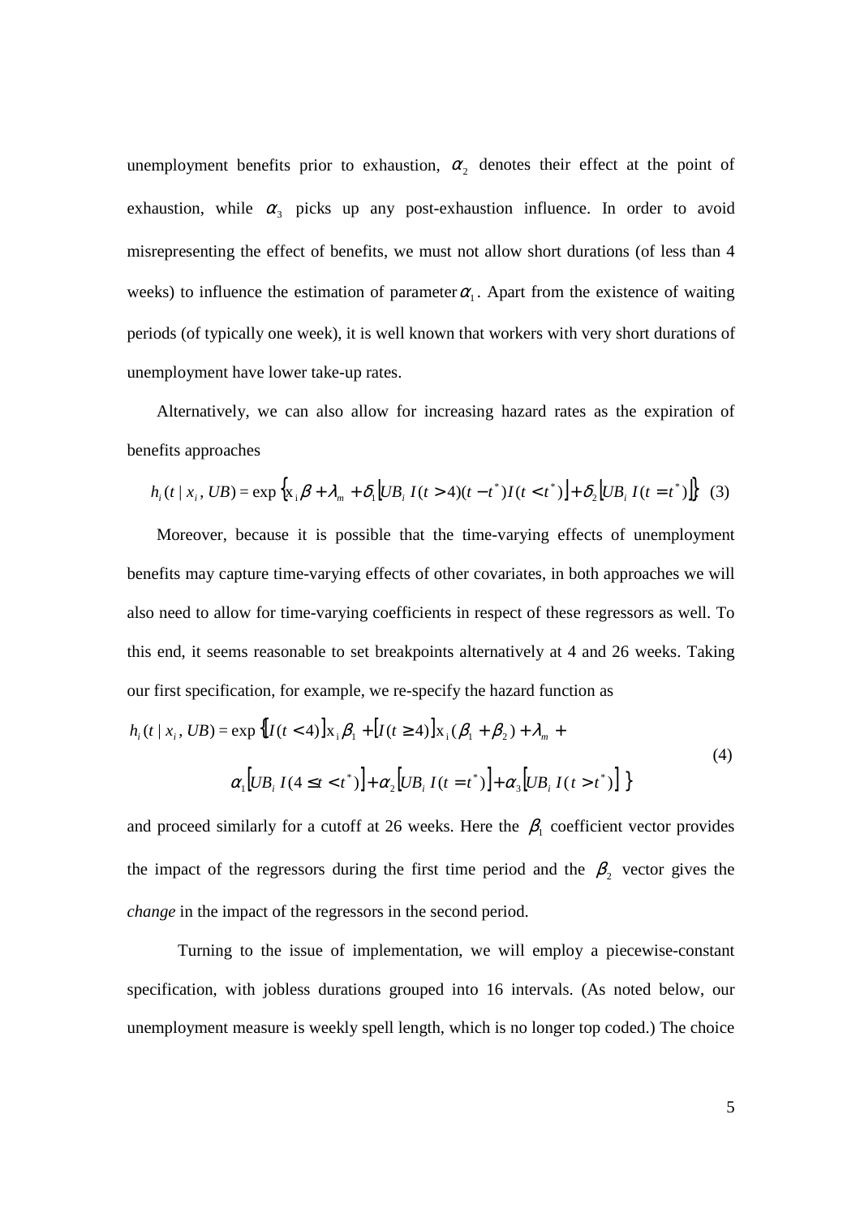unemployment benefits prior to exhaustion, $\alpha_2$ denotes their effect at the point of exhaustion, while $\alpha_3$ picks up any post-exhaustion influence. In order to avoid misrepresenting the effect of benefits, we must not allow short durations (of less than 4 weeks) to influence the estimation of parameter $\alpha_1$. Apart from the existence of waiting periods (of typically one week), it is well known that workers with very short durations of unemployment have lower take-up rates.

Alternatively, we can also allow for increasing hazard rates as the expiration of benefits approaches

$$h_i(t \mid x_i, UB) = \exp\left\{x_i\beta + \lambda_m + \delta_1\left[UB_i\, I(t > 4)(t - t^*)I(t < t^*)\right] + \delta_2\left[UB_i\, I(t = t^*)\right]\right\} \quad (3)$$

Moreover, because it is possible that the time-varying effects of unemployment benefits may capture time-varying effects of other covariates, in both approaches we will also need to allow for time-varying coefficients in respect of these regressors as well. To this end, it seems reasonable to set breakpoints alternatively at 4 and 26 weeks. Taking our first specification, for example, we re-specify the hazard function as

$$\begin{aligned} h_i(t \mid x_i, UB) = \exp\Big\{ & \left[I(t < 4)\right]x_i\beta_1 + \left[I(t \geq 4)\right]x_i(\beta_1 + \beta_2) + \lambda_m + \\ & \alpha_1\left[UB_i\, I(4 \leq t < t^*)\right] + \alpha_2\left[UB_i\, I(t = t^*)\right] + \alpha_3\left[UB_i\, I(t > t^*)\right] \Big\} \end{aligned} \quad (4)$$

and proceed similarly for a cutoff at 26 weeks. Here the $\beta_1$ coefficient vector provides the impact of the regressors during the first time period and the $\beta_2$ vector gives the *change* in the impact of the regressors in the second period.

Turning to the issue of implementation, we will employ a piecewise-constant specification, with jobless durations grouped into 16 intervals. (As noted below, our unemployment measure is weekly spell length, which is no longer top coded.) The choice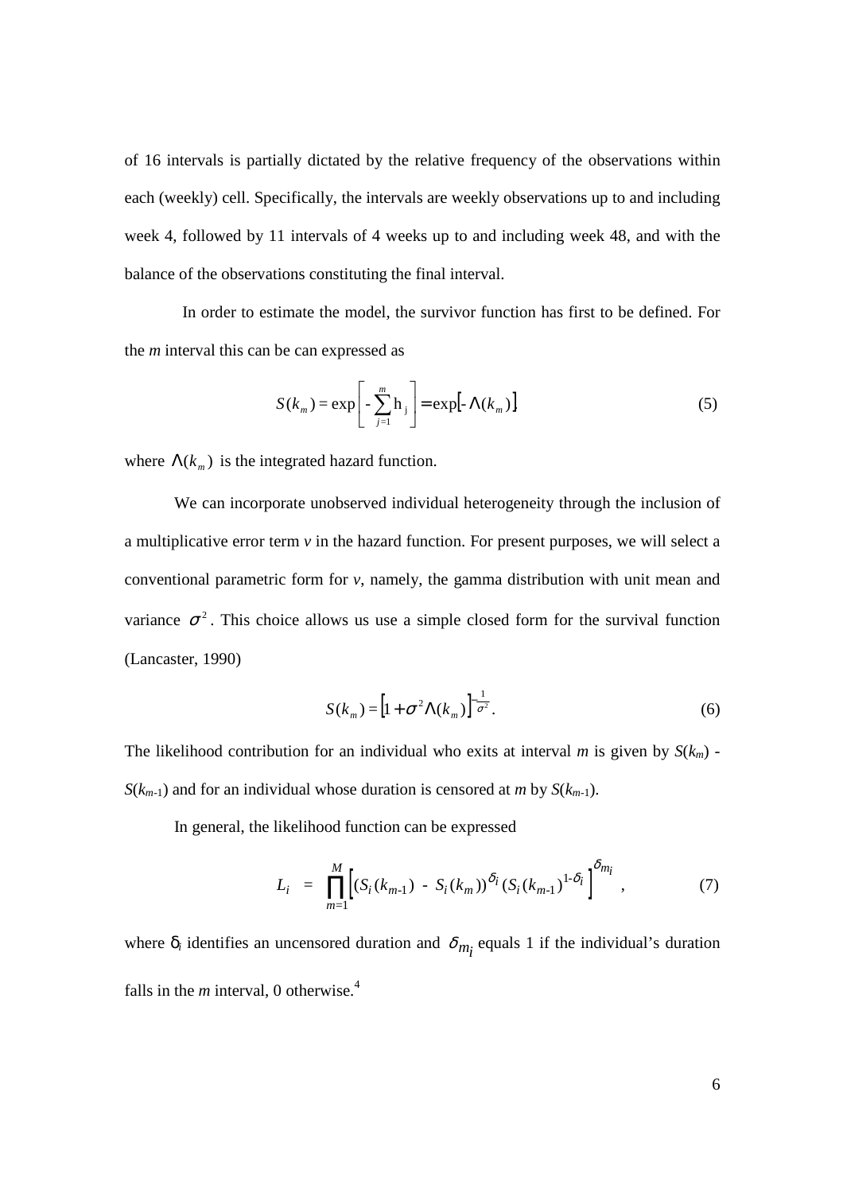of 16 intervals is partially dictated by the relative frequency of the observations within each (weekly) cell. Specifically, the intervals are weekly observations up to and including week 4, followed by 11 intervals of 4 weeks up to and including week 48, and with the balance of the observations constituting the final interval.

In order to estimate the model, the survivor function has first to be defined. For the *m* interval this can be can expressed as

$$S(k_m) = \exp\left[-\sum_{j=1}^{m} \mathrm{h}_j\right] = \exp\left[-\Lambda(k_m)\right] \tag{5}$$

where $\Lambda(k_m)$ is the integrated hazard function.

We can incorporate unobserved individual heterogeneity through the inclusion of a multiplicative error term $v$ in the hazard function. For present purposes, we will select a conventional parametric form for $v$, namely, the gamma distribution with unit mean and variance $\sigma^2$. This choice allows us use a simple closed form for the survival function (Lancaster, 1990)

$$S(k_m) = \left[1 + \sigma^2 \Lambda(k_m)\right]^{-\frac{1}{\sigma^2}}. \tag{6}$$

The likelihood contribution for an individual who exits at interval *m* is given by $S(k_m)$ - $S(k_{m-1})$ and for an individual whose duration is censored at *m* by $S(k_{m-1})$.

In general, the likelihood function can be expressed

$$L_i = \prod_{m=1}^{M} \left[(S_i(k_{m-1}) - S_i(k_m))^{\delta_i} (S_i(k_{m-1})^{1-\delta_i}\right]^{\delta_{m_i}}, \tag{7}$$

where $\delta_i$ identifies an uncensored duration and $\delta_{m_i}$ equals 1 if the individual's duration falls in the *m* interval, 0 otherwise.[4]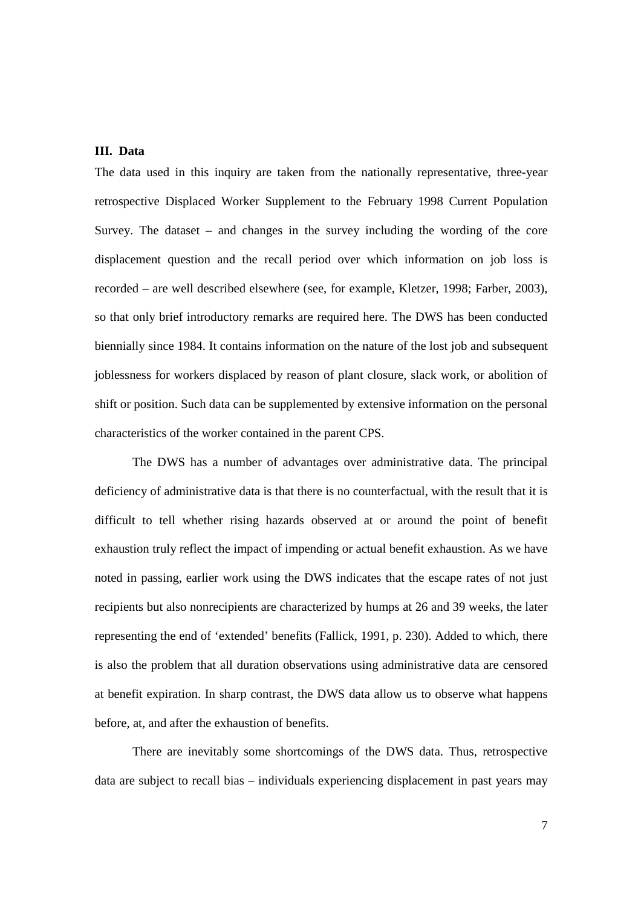## III. Data

The data used in this inquiry are taken from the nationally representative, three-year retrospective Displaced Worker Supplement to the February 1998 Current Population Survey. The dataset – and changes in the survey including the wording of the core displacement question and the recall period over which information on job loss is recorded – are well described elsewhere (see, for example, Kletzer, 1998; Farber, 2003), so that only brief introductory remarks are required here. The DWS has been conducted biennially since 1984. It contains information on the nature of the lost job and subsequent joblessness for workers displaced by reason of plant closure, slack work, or abolition of shift or position. Such data can be supplemented by extensive information on the personal characteristics of the worker contained in the parent CPS.

The DWS has a number of advantages over administrative data. The principal deficiency of administrative data is that there is no counterfactual, with the result that it is difficult to tell whether rising hazards observed at or around the point of benefit exhaustion truly reflect the impact of impending or actual benefit exhaustion. As we have noted in passing, earlier work using the DWS indicates that the escape rates of not just recipients but also nonrecipients are characterized by humps at 26 and 39 weeks, the later representing the end of 'extended' benefits (Fallick, 1991, p. 230). Added to which, there is also the problem that all duration observations using administrative data are censored at benefit expiration. In sharp contrast, the DWS data allow us to observe what happens before, at, and after the exhaustion of benefits.

There are inevitably some shortcomings of the DWS data. Thus, retrospective data are subject to recall bias – individuals experiencing displacement in past years may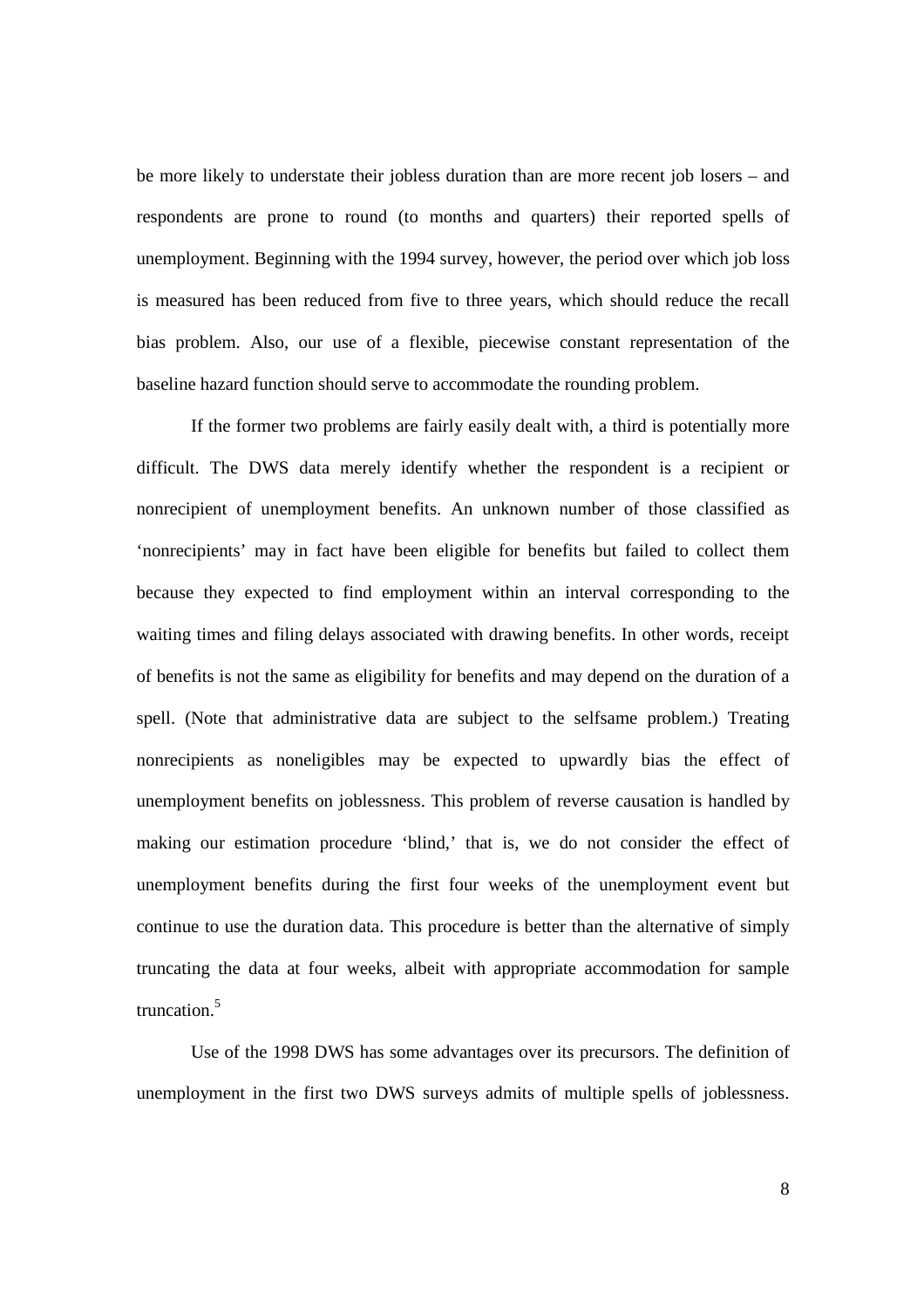be more likely to understate their jobless duration than are more recent job losers – and respondents are prone to round (to months and quarters) their reported spells of unemployment. Beginning with the 1994 survey, however, the period over which job loss is measured has been reduced from five to three years, which should reduce the recall bias problem. Also, our use of a flexible, piecewise constant representation of the baseline hazard function should serve to accommodate the rounding problem.

If the former two problems are fairly easily dealt with, a third is potentially more difficult. The DWS data merely identify whether the respondent is a recipient or nonrecipient of unemployment benefits. An unknown number of those classified as 'nonrecipients' may in fact have been eligible for benefits but failed to collect them because they expected to find employment within an interval corresponding to the waiting times and filing delays associated with drawing benefits. In other words, receipt of benefits is not the same as eligibility for benefits and may depend on the duration of a spell. (Note that administrative data are subject to the selfsame problem.) Treating nonrecipients as noneligibles may be expected to upwardly bias the effect of unemployment benefits on joblessness. This problem of reverse causation is handled by making our estimation procedure 'blind,' that is, we do not consider the effect of unemployment benefits during the first four weeks of the unemployment event but continue to use the duration data. This procedure is better than the alternative of simply truncating the data at four weeks, albeit with appropriate accommodation for sample truncation.[5]

Use of the 1998 DWS has some advantages over its precursors. The definition of unemployment in the first two DWS surveys admits of multiple spells of joblessness.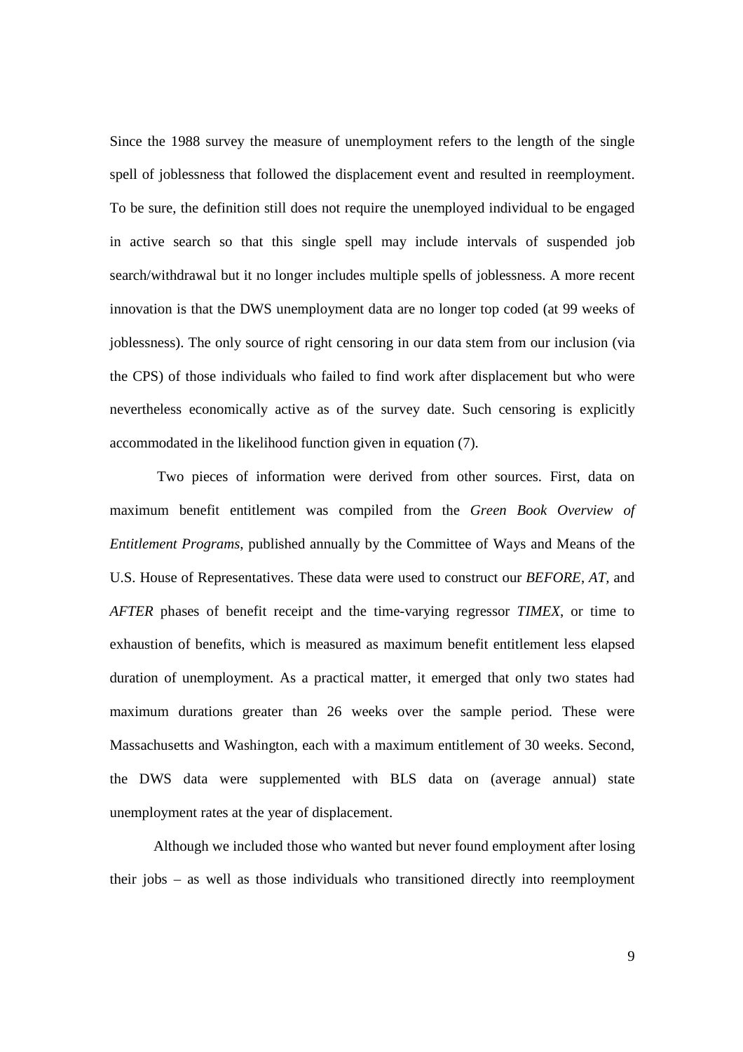Since the 1988 survey the measure of unemployment refers to the length of the single spell of joblessness that followed the displacement event and resulted in reemployment. To be sure, the definition still does not require the unemployed individual to be engaged in active search so that this single spell may include intervals of suspended job search/withdrawal but it no longer includes multiple spells of joblessness. A more recent innovation is that the DWS unemployment data are no longer top coded (at 99 weeks of joblessness). The only source of right censoring in our data stem from our inclusion (via the CPS) of those individuals who failed to find work after displacement but who were nevertheless economically active as of the survey date. Such censoring is explicitly accommodated in the likelihood function given in equation (7).

Two pieces of information were derived from other sources. First, data on maximum benefit entitlement was compiled from the *Green Book Overview of Entitlement Programs*, published annually by the Committee of Ways and Means of the U.S. House of Representatives. These data were used to construct our *BEFORE*, *AT*, and *AFTER* phases of benefit receipt and the time-varying regressor *TIMEX*, or time to exhaustion of benefits, which is measured as maximum benefit entitlement less elapsed duration of unemployment. As a practical matter, it emerged that only two states had maximum durations greater than 26 weeks over the sample period. These were Massachusetts and Washington, each with a maximum entitlement of 30 weeks. Second, the DWS data were supplemented with BLS data on (average annual) state unemployment rates at the year of displacement.

Although we included those who wanted but never found employment after losing their jobs – as well as those individuals who transitioned directly into reemployment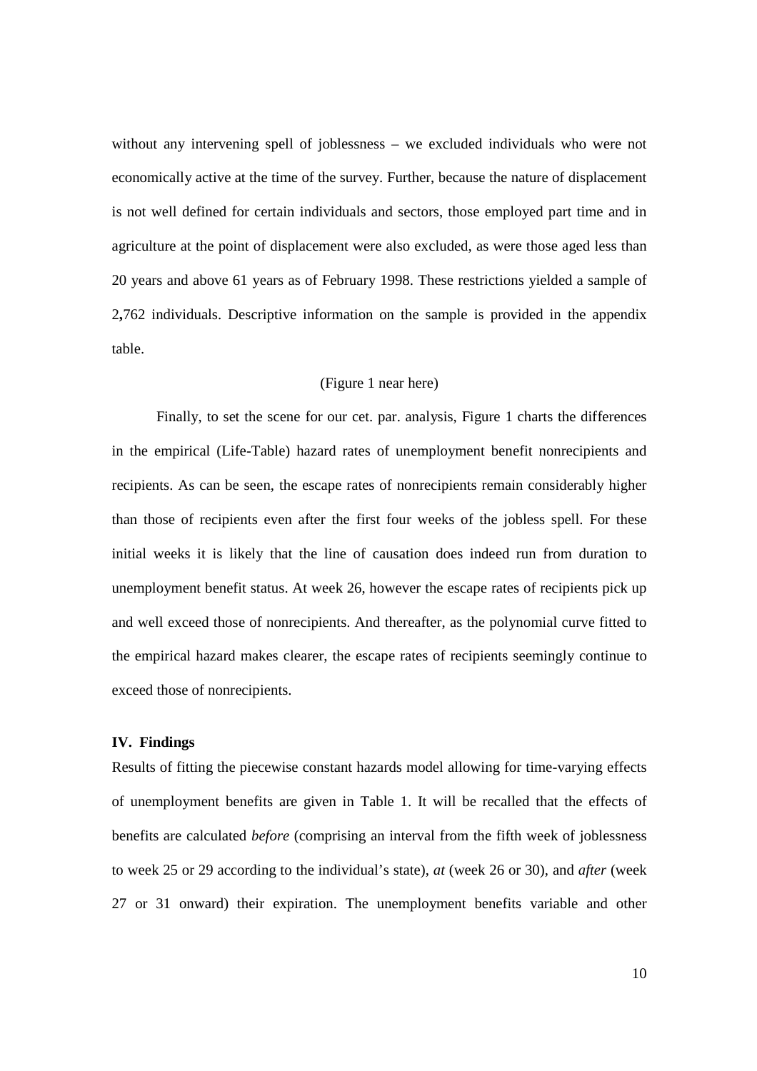without any intervening spell of joblessness – we excluded individuals who were not economically active at the time of the survey. Further, because the nature of displacement is not well defined for certain individuals and sectors, those employed part time and in agriculture at the point of displacement were also excluded, as were those aged less than 20 years and above 61 years as of February 1998. These restrictions yielded a sample of 2,762 individuals. Descriptive information on the sample is provided in the appendix table.

(Figure 1 near here)

Finally, to set the scene for our cet. par. analysis, Figure 1 charts the differences in the empirical (Life-Table) hazard rates of unemployment benefit nonrecipients and recipients. As can be seen, the escape rates of nonrecipients remain considerably higher than those of recipients even after the first four weeks of the jobless spell. For these initial weeks it is likely that the line of causation does indeed run from duration to unemployment benefit status. At week 26, however the escape rates of recipients pick up and well exceed those of nonrecipients. And thereafter, as the polynomial curve fitted to the empirical hazard makes clearer, the escape rates of recipients seemingly continue to exceed those of nonrecipients.

## IV. Findings

Results of fitting the piecewise constant hazards model allowing for time-varying effects of unemployment benefits are given in Table 1. It will be recalled that the effects of benefits are calculated *before* (comprising an interval from the fifth week of joblessness to week 25 or 29 according to the individual's state), *at* (week 26 or 30), and *after* (week 27 or 31 onward) their expiration. The unemployment benefits variable and other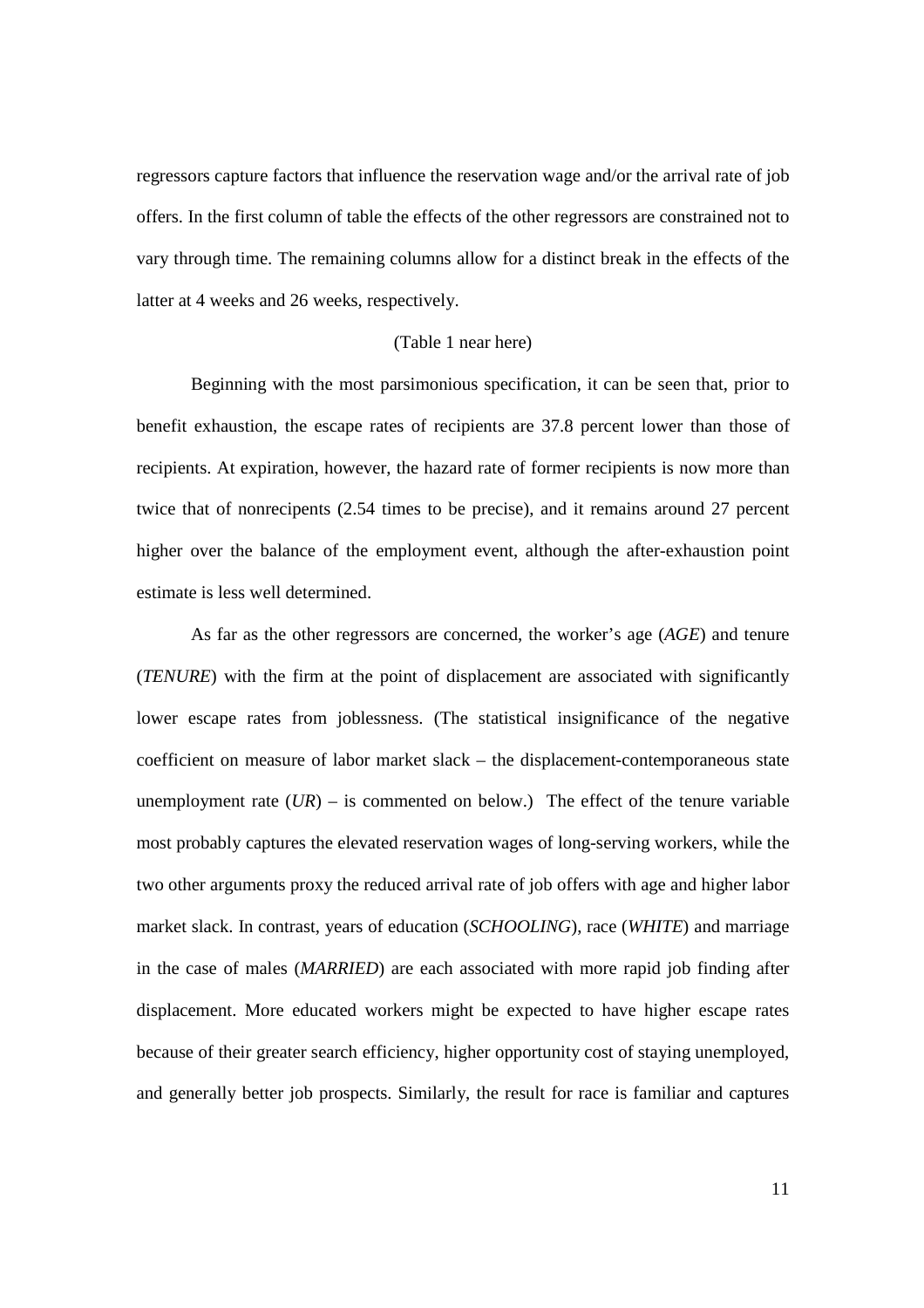regressors capture factors that influence the reservation wage and/or the arrival rate of job offers. In the first column of table the effects of the other regressors are constrained not to vary through time. The remaining columns allow for a distinct break in the effects of the latter at 4 weeks and 26 weeks, respectively.

(Table 1 near here)

Beginning with the most parsimonious specification, it can be seen that, prior to benefit exhaustion, the escape rates of recipients are 37.8 percent lower than those of recipients. At expiration, however, the hazard rate of former recipients is now more than twice that of nonrecipents (2.54 times to be precise), and it remains around 27 percent higher over the balance of the employment event, although the after-exhaustion point estimate is less well determined.

As far as the other regressors are concerned, the worker's age (*AGE*) and tenure (*TENURE*) with the firm at the point of displacement are associated with significantly lower escape rates from joblessness. (The statistical insignificance of the negative coefficient on measure of labor market slack – the displacement-contemporaneous state unemployment rate (*UR*) – is commented on below.) The effect of the tenure variable most probably captures the elevated reservation wages of long-serving workers, while the two other arguments proxy the reduced arrival rate of job offers with age and higher labor market slack. In contrast, years of education (*SCHOOLING*), race (*WHITE*) and marriage in the case of males (*MARRIED*) are each associated with more rapid job finding after displacement. More educated workers might be expected to have higher escape rates because of their greater search efficiency, higher opportunity cost of staying unemployed, and generally better job prospects. Similarly, the result for race is familiar and captures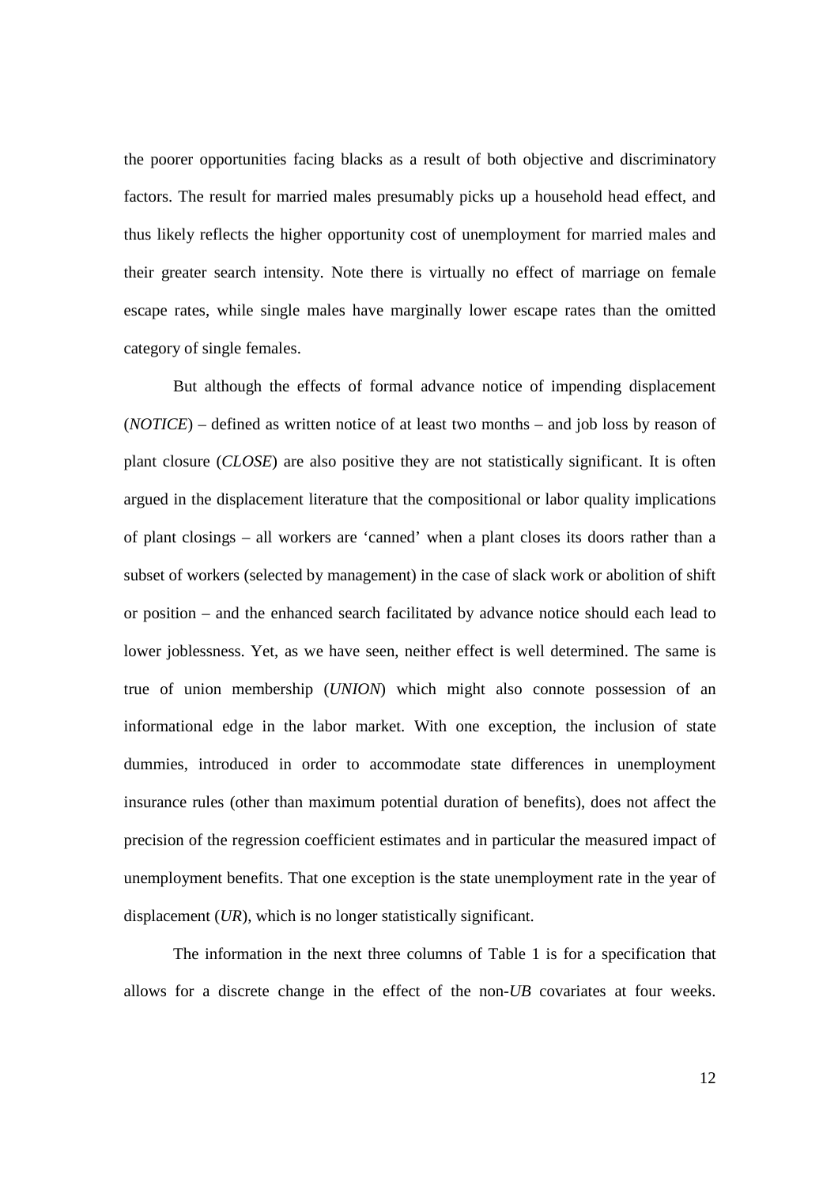the poorer opportunities facing blacks as a result of both objective and discriminatory factors. The result for married males presumably picks up a household head effect, and thus likely reflects the higher opportunity cost of unemployment for married males and their greater search intensity. Note there is virtually no effect of marriage on female escape rates, while single males have marginally lower escape rates than the omitted category of single females.

But although the effects of formal advance notice of impending displacement (*NOTICE*) – defined as written notice of at least two months – and job loss by reason of plant closure (*CLOSE*) are also positive they are not statistically significant. It is often argued in the displacement literature that the compositional or labor quality implications of plant closings – all workers are 'canned' when a plant closes its doors rather than a subset of workers (selected by management) in the case of slack work or abolition of shift or position – and the enhanced search facilitated by advance notice should each lead to lower joblessness. Yet, as we have seen, neither effect is well determined. The same is true of union membership (*UNION*) which might also connote possession of an informational edge in the labor market. With one exception, the inclusion of state dummies, introduced in order to accommodate state differences in unemployment insurance rules (other than maximum potential duration of benefits), does not affect the precision of the regression coefficient estimates and in particular the measured impact of unemployment benefits. That one exception is the state unemployment rate in the year of displacement (*UR*), which is no longer statistically significant.

The information in the next three columns of Table 1 is for a specification that allows for a discrete change in the effect of the non-*UB* covariates at four weeks.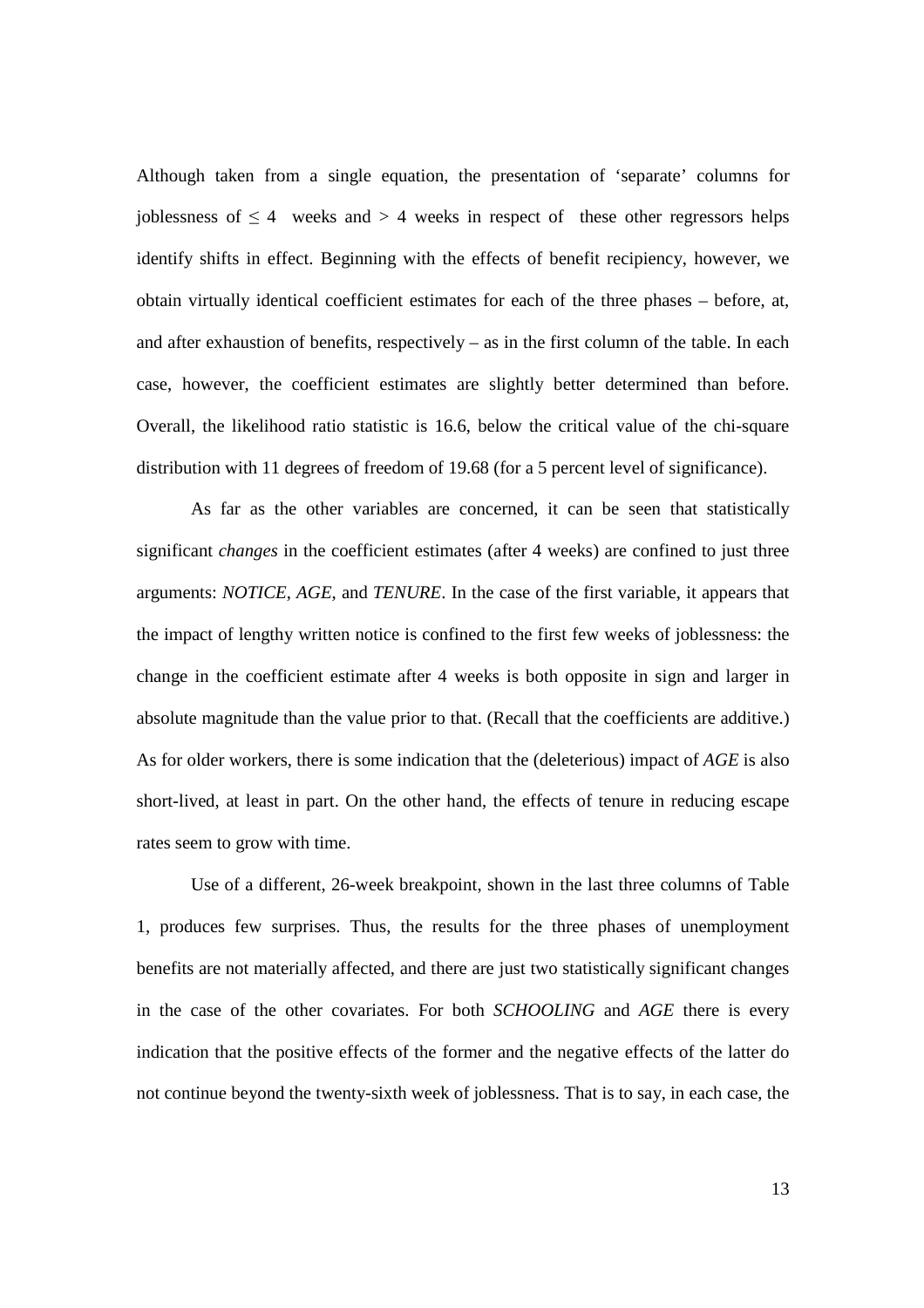Although taken from a single equation, the presentation of 'separate' columns for joblessness of $\leq 4$ weeks and $> 4$ weeks in respect of these other regressors helps identify shifts in effect. Beginning with the effects of benefit recipiency, however, we obtain virtually identical coefficient estimates for each of the three phases – before, at, and after exhaustion of benefits, respectively – as in the first column of the table. In each case, however, the coefficient estimates are slightly better determined than before. Overall, the likelihood ratio statistic is 16.6, below the critical value of the chi-square distribution with 11 degrees of freedom of 19.68 (for a 5 percent level of significance).

As far as the other variables are concerned, it can be seen that statistically significant *changes* in the coefficient estimates (after 4 weeks) are confined to just three arguments: *NOTICE*, *AGE*, and *TENURE*. In the case of the first variable, it appears that the impact of lengthy written notice is confined to the first few weeks of joblessness: the change in the coefficient estimate after 4 weeks is both opposite in sign and larger in absolute magnitude than the value prior to that. (Recall that the coefficients are additive.) As for older workers, there is some indication that the (deleterious) impact of *AGE* is also short-lived, at least in part. On the other hand, the effects of tenure in reducing escape rates seem to grow with time.

Use of a different, 26-week breakpoint, shown in the last three columns of Table 1, produces few surprises. Thus, the results for the three phases of unemployment benefits are not materially affected, and there are just two statistically significant changes in the case of the other covariates. For both *SCHOOLING* and *AGE* there is every indication that the positive effects of the former and the negative effects of the latter do not continue beyond the twenty-sixth week of joblessness. That is to say, in each case, the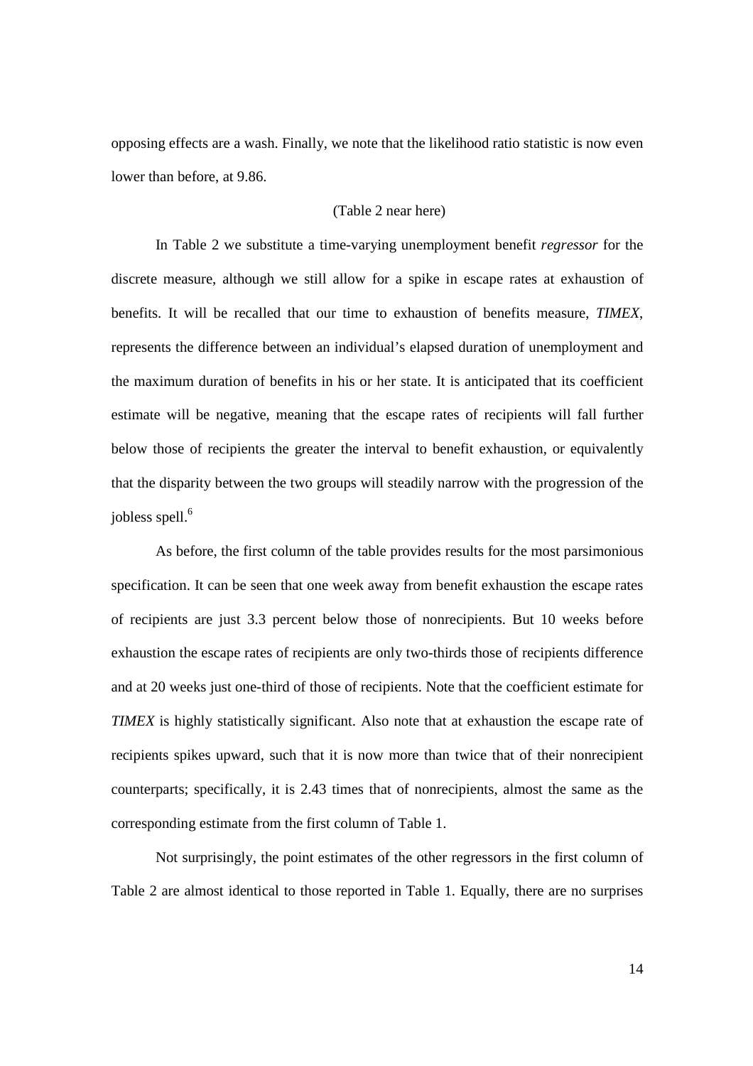opposing effects are a wash. Finally, we note that the likelihood ratio statistic is now even lower than before, at 9.86.

(Table 2 near here)

In Table 2 we substitute a time-varying unemployment benefit *regressor* for the discrete measure, although we still allow for a spike in escape rates at exhaustion of benefits. It will be recalled that our time to exhaustion of benefits measure, *TIMEX*, represents the difference between an individual's elapsed duration of unemployment and the maximum duration of benefits in his or her state. It is anticipated that its coefficient estimate will be negative, meaning that the escape rates of recipients will fall further below those of recipients the greater the interval to benefit exhaustion, or equivalently that the disparity between the two groups will steadily narrow with the progression of the jobless spell.[6]

As before, the first column of the table provides results for the most parsimonious specification. It can be seen that one week away from benefit exhaustion the escape rates of recipients are just 3.3 percent below those of nonrecipients. But 10 weeks before exhaustion the escape rates of recipients are only two-thirds those of recipients difference and at 20 weeks just one-third of those of recipients. Note that the coefficient estimate for *TIMEX* is highly statistically significant. Also note that at exhaustion the escape rate of recipients spikes upward, such that it is now more than twice that of their nonrecipient counterparts; specifically, it is 2.43 times that of nonrecipients, almost the same as the corresponding estimate from the first column of Table 1.

Not surprisingly, the point estimates of the other regressors in the first column of Table 2 are almost identical to those reported in Table 1. Equally, there are no surprises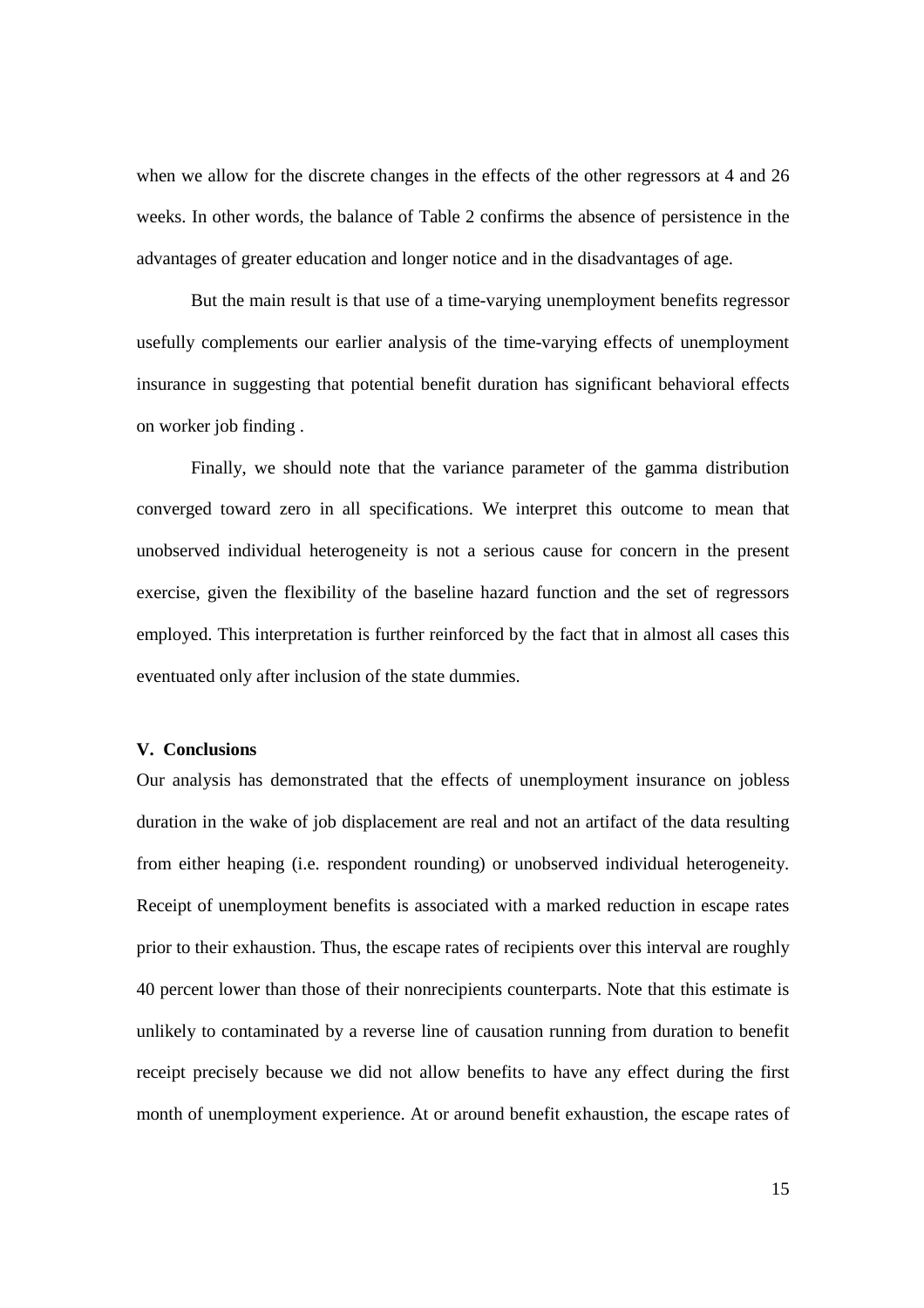when we allow for the discrete changes in the effects of the other regressors at 4 and 26 weeks. In other words, the balance of Table 2 confirms the absence of persistence in the advantages of greater education and longer notice and in the disadvantages of age.

But the main result is that use of a time-varying unemployment benefits regressor usefully complements our earlier analysis of the time-varying effects of unemployment insurance in suggesting that potential benefit duration has significant behavioral effects on worker job finding .

Finally, we should note that the variance parameter of the gamma distribution converged toward zero in all specifications. We interpret this outcome to mean that unobserved individual heterogeneity is not a serious cause for concern in the present exercise, given the flexibility of the baseline hazard function and the set of regressors employed. This interpretation is further reinforced by the fact that in almost all cases this eventuated only after inclusion of the state dummies.

## V. Conclusions

Our analysis has demonstrated that the effects of unemployment insurance on jobless duration in the wake of job displacement are real and not an artifact of the data resulting from either heaping (i.e. respondent rounding) or unobserved individual heterogeneity. Receipt of unemployment benefits is associated with a marked reduction in escape rates prior to their exhaustion. Thus, the escape rates of recipients over this interval are roughly 40 percent lower than those of their nonrecipients counterparts. Note that this estimate is unlikely to contaminated by a reverse line of causation running from duration to benefit receipt precisely because we did not allow benefits to have any effect during the first month of unemployment experience. At or around benefit exhaustion, the escape rates of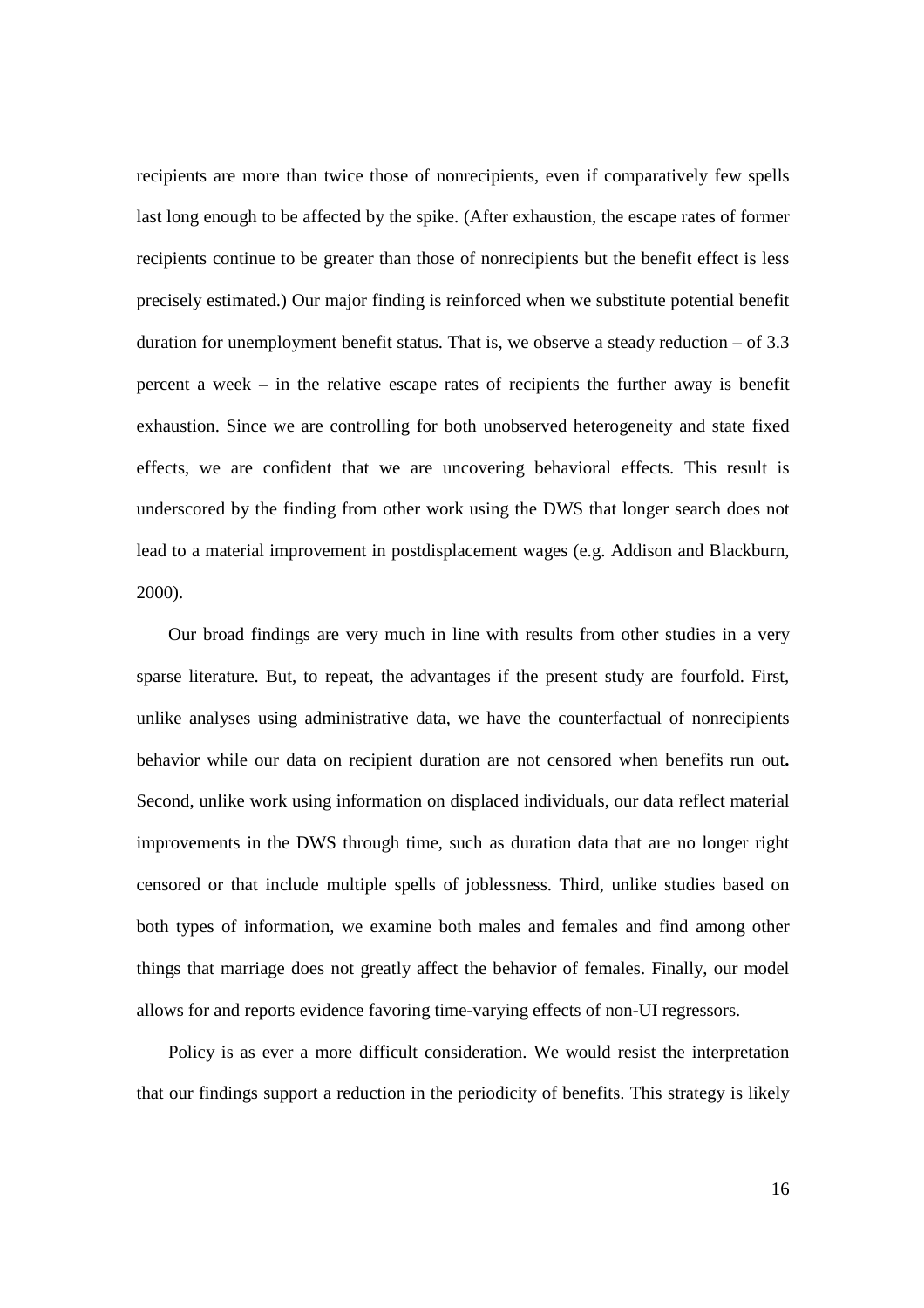recipients are more than twice those of nonrecipients, even if comparatively few spells last long enough to be affected by the spike. (After exhaustion, the escape rates of former recipients continue to be greater than those of nonrecipients but the benefit effect is less precisely estimated.) Our major finding is reinforced when we substitute potential benefit duration for unemployment benefit status. That is, we observe a steady reduction – of 3.3 percent a week – in the relative escape rates of recipients the further away is benefit exhaustion. Since we are controlling for both unobserved heterogeneity and state fixed effects, we are confident that we are uncovering behavioral effects. This result is underscored by the finding from other work using the DWS that longer search does not lead to a material improvement in postdisplacement wages (e.g. Addison and Blackburn, 2000).

Our broad findings are very much in line with results from other studies in a very sparse literature. But, to repeat, the advantages if the present study are fourfold. First, unlike analyses using administrative data, we have the counterfactual of nonrecipients behavior while our data on recipient duration are not censored when benefits run out**.** Second, unlike work using information on displaced individuals, our data reflect material improvements in the DWS through time, such as duration data that are no longer right censored or that include multiple spells of joblessness. Third, unlike studies based on both types of information, we examine both males and females and find among other things that marriage does not greatly affect the behavior of females. Finally, our model allows for and reports evidence favoring time-varying effects of non-UI regressors.

Policy is as ever a more difficult consideration. We would resist the interpretation that our findings support a reduction in the periodicity of benefits. This strategy is likely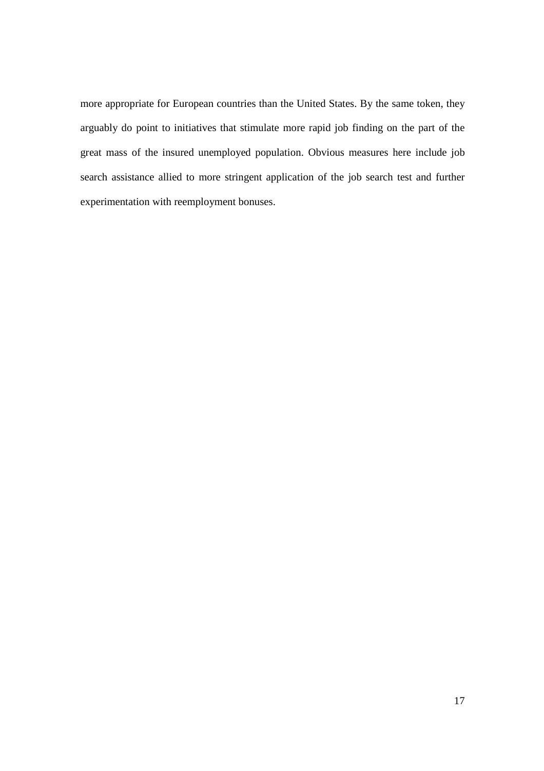more appropriate for European countries than the United States. By the same token, they arguably do point to initiatives that stimulate more rapid job finding on the part of the great mass of the insured unemployed population. Obvious measures here include job search assistance allied to more stringent application of the job search test and further experimentation with reemployment bonuses.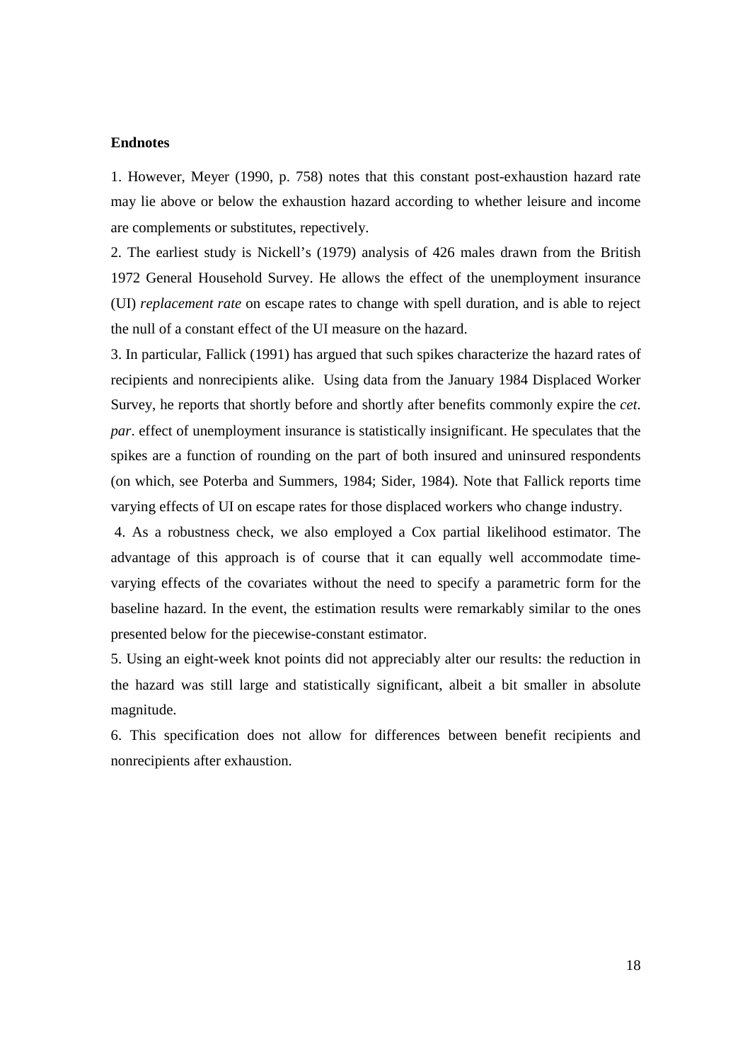**Endnotes**

1. However, Meyer (1990, p. 758) notes that this constant post-exhaustion hazard rate may lie above or below the exhaustion hazard according to whether leisure and income are complements or substitutes, repectively.

2. The earliest study is Nickell's (1979) analysis of 426 males drawn from the British 1972 General Household Survey. He allows the effect of the unemployment insurance (UI) *replacement rate* on escape rates to change with spell duration, and is able to reject the null of a constant effect of the UI measure on the hazard.

3. In particular, Fallick (1991) has argued that such spikes characterize the hazard rates of recipients and nonrecipients alike. Using data from the January 1984 Displaced Worker Survey, he reports that shortly before and shortly after benefits commonly expire the *cet. par*. effect of unemployment insurance is statistically insignificant. He speculates that the spikes are a function of rounding on the part of both insured and uninsured respondents (on which, see Poterba and Summers, 1984; Sider, 1984). Note that Fallick reports time varying effects of UI on escape rates for those displaced workers who change industry.

4. As a robustness check, we also employed a Cox partial likelihood estimator. The advantage of this approach is of course that it can equally well accommodate time-varying effects of the covariates without the need to specify a parametric form for the baseline hazard. In the event, the estimation results were remarkably similar to the ones presented below for the piecewise-constant estimator.

5. Using an eight-week knot points did not appreciably alter our results: the reduction in the hazard was still large and statistically significant, albeit a bit smaller in absolute magnitude.

6. This specification does not allow for differences between benefit recipients and nonrecipients after exhaustion.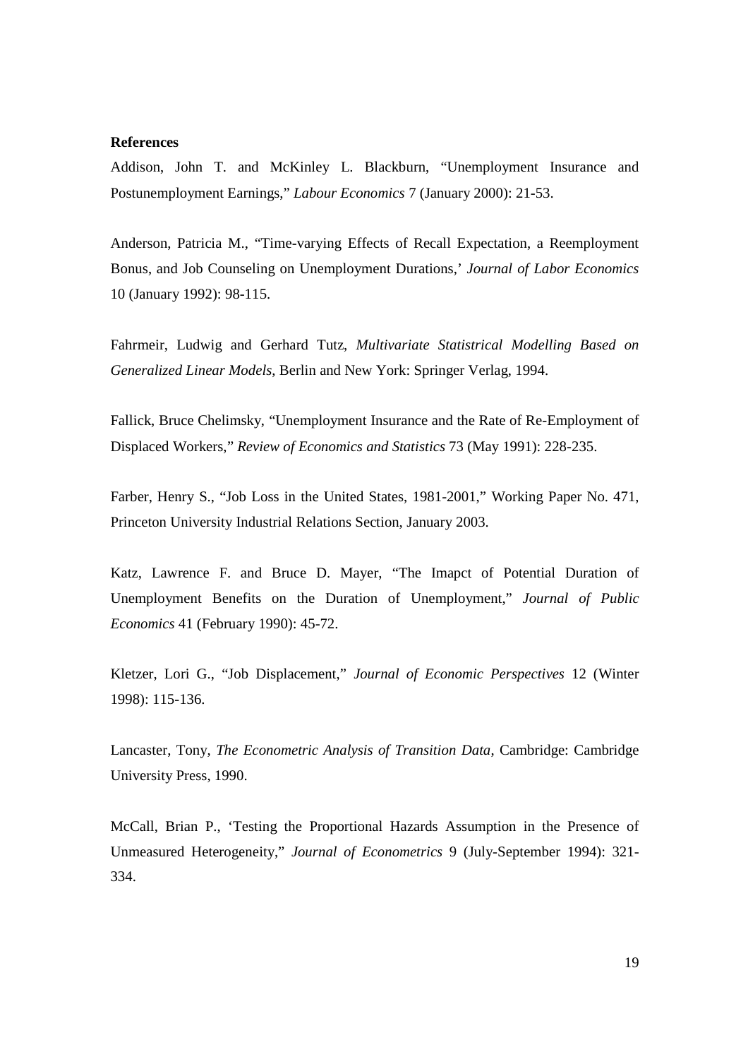**References**

Addison, John T. and McKinley L. Blackburn, “Unemployment Insurance and Postunemployment Earnings,” *Labour Economics* 7 (January 2000): 21-53.

Anderson, Patricia M., “Time-varying Effects of Recall Expectation, a Reemployment Bonus, and Job Counseling on Unemployment Durations,’ *Journal of Labor Economics* 10 (January 1992): 98-115.

Fahrmeir, Ludwig and Gerhard Tutz, *Multivariate Statistrical Modelling Based on Generalized Linear Models*, Berlin and New York: Springer Verlag, 1994.

Fallick, Bruce Chelimsky, “Unemployment Insurance and the Rate of Re-Employment of Displaced Workers,” *Review of Economics and Statistics* 73 (May 1991): 228-235.

Farber, Henry S., “Job Loss in the United States, 1981-2001,” Working Paper No. 471, Princeton University Industrial Relations Section, January 2003.

Katz, Lawrence F. and Bruce D. Mayer, “The Imapct of Potential Duration of Unemployment Benefits on the Duration of Unemployment,” *Journal of Public Economics* 41 (February 1990): 45-72.

Kletzer, Lori G., “Job Displacement,” *Journal of Economic Perspectives* 12 (Winter 1998): 115-136.

Lancaster, Tony, *The Econometric Analysis of Transition Data*, Cambridge: Cambridge University Press, 1990.

McCall, Brian P., ‘Testing the Proportional Hazards Assumption in the Presence of Unmeasured Heterogeneity,” *Journal of Econometrics* 9 (July-September 1994): 321-334.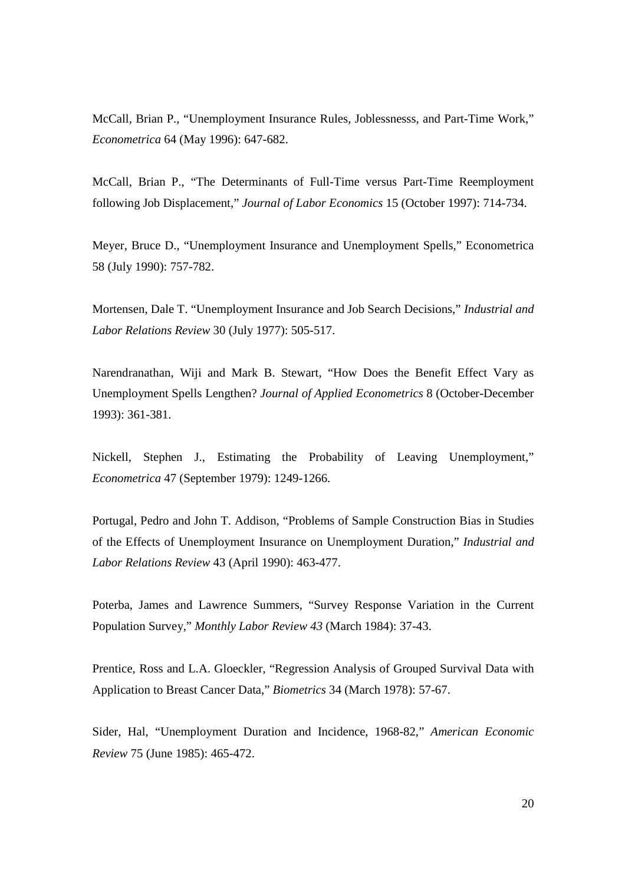McCall, Brian P., "Unemployment Insurance Rules, Joblessnesss, and Part-Time Work," *Econometrica* 64 (May 1996): 647-682.

McCall, Brian P., "The Determinants of Full-Time versus Part-Time Reemployment following Job Displacement," *Journal of Labor Economics* 15 (October 1997): 714-734.

Meyer, Bruce D., "Unemployment Insurance and Unemployment Spells," Econometrica 58 (July 1990): 757-782.

Mortensen, Dale T. "Unemployment Insurance and Job Search Decisions," *Industrial and Labor Relations Review* 30 (July 1977): 505-517.

Narendranathan, Wiji and Mark B. Stewart, "How Does the Benefit Effect Vary as Unemployment Spells Lengthen? *Journal of Applied Econometrics* 8 (October-December 1993): 361-381.

Nickell, Stephen J., Estimating the Probability of Leaving Unemployment," *Econometrica* 47 (September 1979): 1249-1266.

Portugal, Pedro and John T. Addison, "Problems of Sample Construction Bias in Studies of the Effects of Unemployment Insurance on Unemployment Duration," *Industrial and Labor Relations Review* 43 (April 1990): 463-477.

Poterba, James and Lawrence Summers, "Survey Response Variation in the Current Population Survey," *Monthly Labor Review 43* (March 1984): 37-43.

Prentice, Ross and L.A. Gloeckler, "Regression Analysis of Grouped Survival Data with Application to Breast Cancer Data," *Biometrics* 34 (March 1978): 57-67.

Sider, Hal, "Unemployment Duration and Incidence, 1968-82," *American Economic Review* 75 (June 1985): 465-472.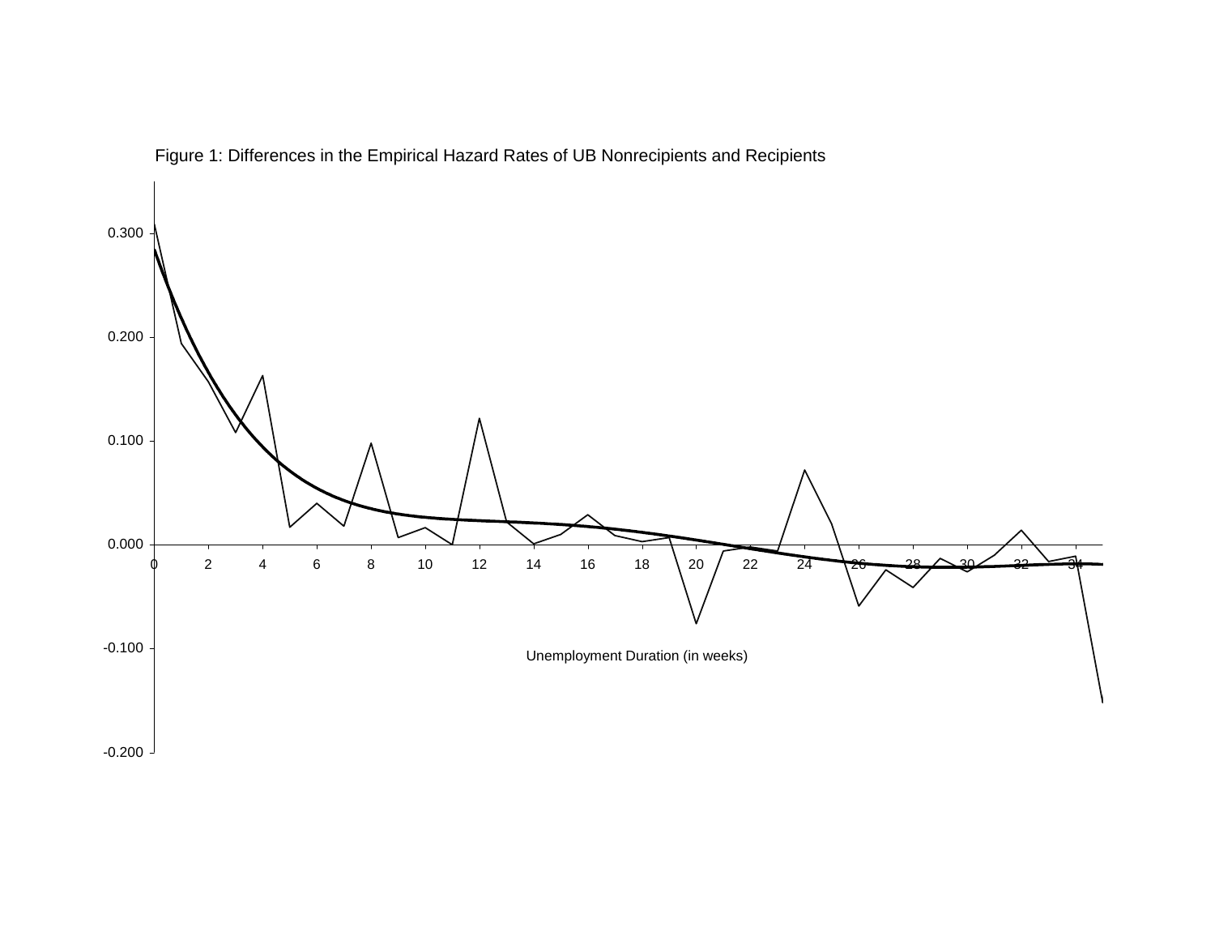Figure 1: Differences in the Empirical Hazard Rates of UB Nonrecipients and Recipients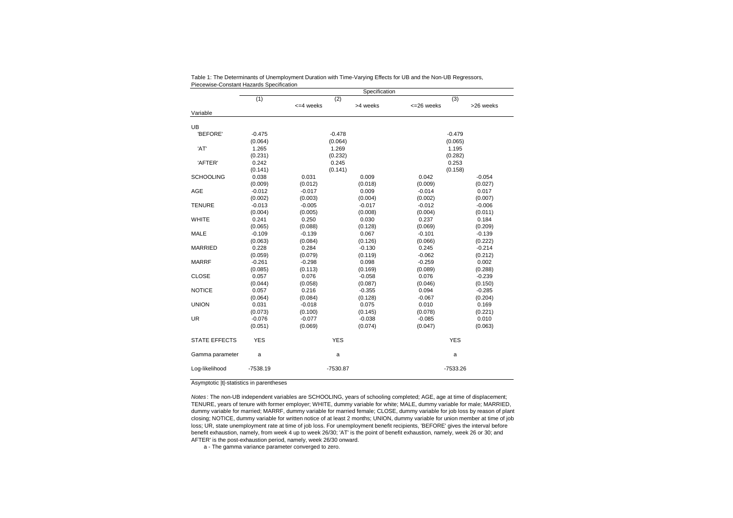Table 1: The Determinants of Unemployment Duration with Time-Varying Effects for UB and the Non-UB Regressors, Piecewise-Constant Hazards Specification

| Variable | (1) | (2) <=4 weeks | (2) >4 weeks | (3) <=26 weeks | (3) >26 weeks |
|---|---|---|---|---|---|
| UB | | | | | |
| 'BEFORE' | -0.475 | -0.478 | | -0.479 | |
| | (0.064) | (0.064) | | (0.065) | |
| 'AT' | 1.265 | 1.269 | | 1.195 | |
| | (0.231) | (0.232) | | (0.282) | |
| 'AFTER' | 0.242 | 0.245 | | 0.253 | |
| | (0.141) | (0.141) | | (0.158) | |
| SCHOOLING | 0.038 | 0.031 | 0.009 | 0.042 | -0.054 |
| | (0.009) | (0.012) | (0.018) | (0.009) | (0.027) |
| AGE | -0.012 | -0.017 | 0.009 | -0.014 | 0.017 |
| | (0.002) | (0.003) | (0.004) | (0.002) | (0.007) |
| TENURE | -0.013 | -0.005 | -0.017 | -0.012 | -0.006 |
| | (0.004) | (0.005) | (0.008) | (0.004) | (0.011) |
| WHITE | 0.241 | 0.250 | 0.030 | 0.237 | 0.184 |
| | (0.065) | (0.088) | (0.128) | (0.069) | (0.209) |
| MALE | -0.109 | -0.139 | 0.067 | -0.101 | -0.139 |
| | (0.063) | (0.084) | (0.126) | (0.066) | (0.222) |
| MARRIED | 0.228 | 0.284 | -0.130 | 0.245 | -0.214 |
| | (0.059) | (0.079) | (0.119) | -0.062 | (0.212) |
| MARRF | -0.261 | -0.298 | 0.098 | -0.259 | 0.002 |
| | (0.085) | (0.113) | (0.169) | (0.089) | (0.288) |
| CLOSE | 0.057 | 0.076 | -0.058 | 0.076 | -0.239 |
| | (0.044) | (0.058) | (0.087) | (0.046) | (0.150) |
| NOTICE | 0.057 | 0.216 | -0.355 | 0.094 | -0.285 |
| | (0.064) | (0.084) | (0.128) | -0.067 | (0.204) |
| UNION | 0.031 | -0.018 | 0.075 | 0.010 | 0.169 |
| | (0.073) | (0.100) | (0.145) | (0.078) | (0.221) |
| UR | -0.076 | -0.077 | -0.038 | -0.085 | 0.010 |
| | (0.051) | (0.069) | (0.074) | (0.047) | (0.063) |
| STATE EFFECTS | YES | YES | | YES | |
| Gamma parameter | a | a | | a | |
| Log-likelihood | -7538.19 | -7530.87 | | -7533.26 | |

Asymptotic |t|-statistics in parentheses

*Notes*: The non-UB independent variables are SCHOOLING, years of schooling completed; AGE, age at time of displacement; TENURE, years of tenure with former employer; WHITE, dummy variable for white; MALE, dummy variable for male; MARRIED, dummy variable for married; MARRF, dummy variable for married female; CLOSE, dummy variable for job loss by reason of plant closing; NOTICE, dummy variable for written notice of at least 2 months; UNION, dummy variable for union member at time of job loss; UR, state unemployment rate at time of job loss. For unemployment benefit recipients, 'BEFORE' gives the interval before benefit exhaustion, namely, from week 4 up to week 26/30; 'AT' is the point of benefit exhaustion, namely, week 26 or 30; and AFTER' is the post-exhaustion period, namely, week 26/30 onward.

a - The gamma variance parameter converged to zero.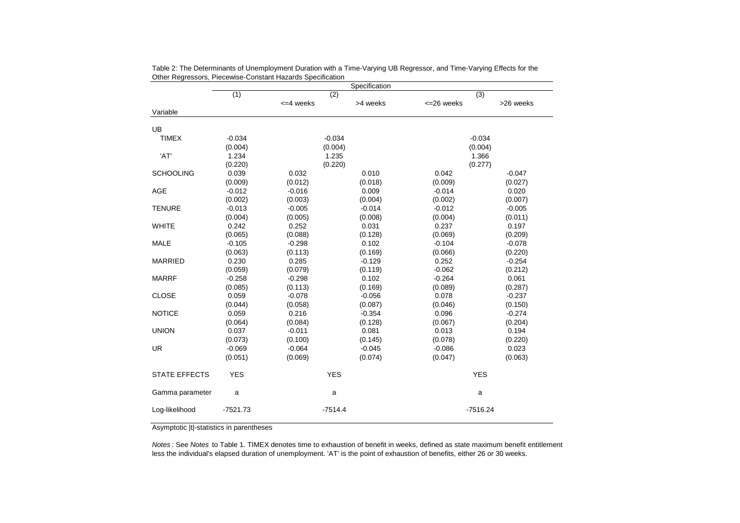Table 2: The Determinants of Unemployment Duration with a Time-Varying UB Regressor, and Time-Varying Effects for the Other Regressors, Piecewise-Constant Hazards Specification

| | Specification | | | | |
|---|---|---|---|---|---|
| | (1) | (2) | | (3) | |
| | | <=4 weeks | >4 weeks | <=26 weeks | >26 weeks |
| Variable | | | | | |
| UB | | | | | |
| TIMEX | -0.034 | -0.034 | | -0.034 | |
| | (0.004) | (0.004) | | (0.004) | |
| 'AT' | 1.234 | 1.235 | | 1.366 | |
| | (0.220) | (0.220) | | (0.277) | |
| SCHOOLING | 0.039 | 0.032 | 0.010 | 0.042 | -0.047 |
| | (0.009) | (0.012) | (0.018) | (0.009) | (0.027) |
| AGE | -0.012 | -0.016 | 0.009 | -0.014 | 0.020 |
| | (0.002) | (0.003) | (0.004) | (0.002) | (0.007) |
| TENURE | -0.013 | -0.005 | -0.014 | -0.012 | -0.005 |
| | (0.004) | (0.005) | (0.008) | (0.004) | (0.011) |
| WHITE | 0.242 | 0.252 | 0.031 | 0.237 | 0.197 |
| | (0.065) | (0.088) | (0.128) | (0.069) | (0.209) |
| MALE | -0.105 | -0.298 | 0.102 | -0.104 | -0.078 |
| | (0.063) | (0.113) | (0.169) | (0.066) | (0.220) |
| MARRIED | 0.230 | 0.285 | -0.129 | 0.252 | -0.254 |
| | (0.059) | (0.079) | (0.119) | -0.062 | (0.212) |
| MARRF | -0.258 | -0.298 | 0.102 | -0.264 | 0.061 |
| | (0.085) | (0.113) | (0.169) | (0.089) | (0.287) |
| CLOSE | 0.059 | -0.078 | -0.056 | 0.078 | -0.237 |
| | (0.044) | (0.058) | (0.087) | (0.046) | (0.150) |
| NOTICE | 0.059 | 0.216 | -0.354 | 0.096 | -0.274 |
| | (0.064) | (0.084) | (0.128) | (0.067) | (0.204) |
| UNION | 0.037 | -0.011 | 0.081 | 0.013 | 0.194 |
| | (0.073) | (0.100) | (0.145) | (0.078) | (0.220) |
| UR | -0.069 | -0.064 | -0.045 | -0.086 | 0.023 |
| | (0.051) | (0.069) | (0.074) | (0.047) | (0.063) |
| STATE EFFECTS | YES | YES | | YES | |
| Gamma parameter | a | a | | a | |
| Log-likelihood | -7521.73 | -7514.4 | | -7516.24 | |

Asymptotic |t|-statistics in parentheses

*Notes*: See *Notes* to Table 1. TIMEX denotes time to exhaustion of benefit in weeks, defined as state maximum benefit entitlement less the individual's elapsed duration of unemployment. 'AT' is the point of exhaustion of benefits, either 26 or 30 weeks.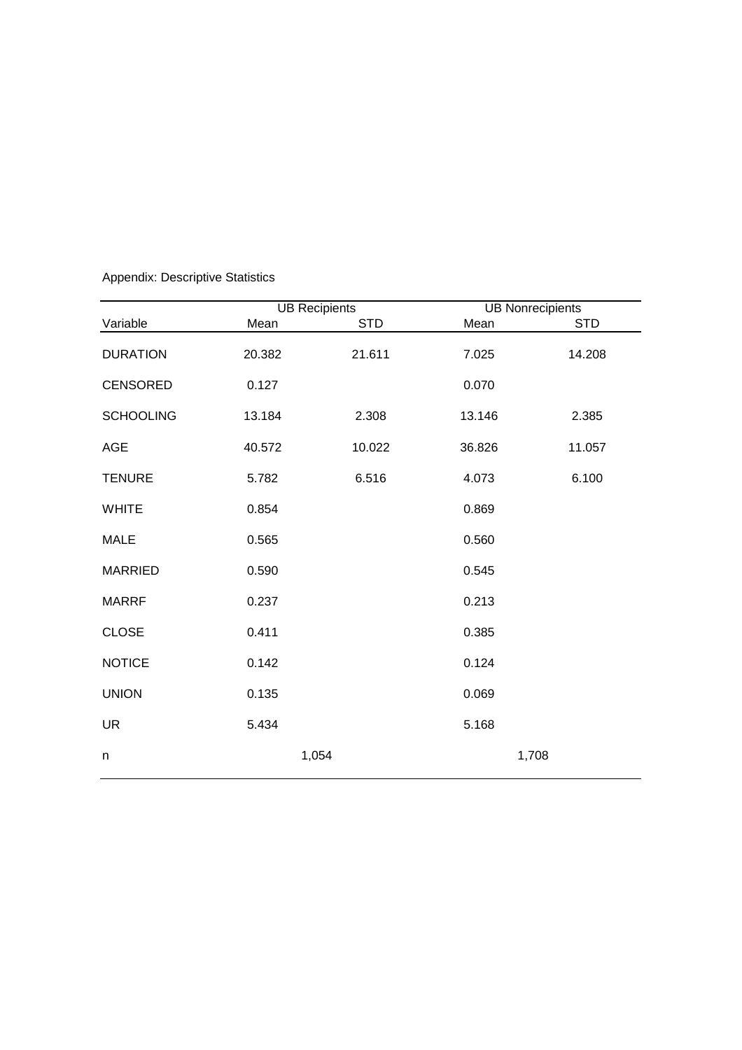Appendix: Descriptive Statistics

| | UB Recipients | | UB Nonrecipients | |
|---|---|---|---|---|
| Variable | Mean | STD | Mean | STD |
| DURATION | 20.382 | 21.611 | 7.025 | 14.208 |
| CENSORED | 0.127 | | 0.070 | |
| SCHOOLING | 13.184 | 2.308 | 13.146 | 2.385 |
| AGE | 40.572 | 10.022 | 36.826 | 11.057 |
| TENURE | 5.782 | 6.516 | 4.073 | 6.100 |
| WHITE | 0.854 | | 0.869 | |
| MALE | 0.565 | | 0.560 | |
| MARRIED | 0.590 | | 0.545 | |
| MARRF | 0.237 | | 0.213 | |
| CLOSE | 0.411 | | 0.385 | |
| NOTICE | 0.142 | | 0.124 | |
| UNION | 0.135 | | 0.069 | |
| UR | 5.434 | | 5.168 | |
| n | 1,054 | | 1,708 | |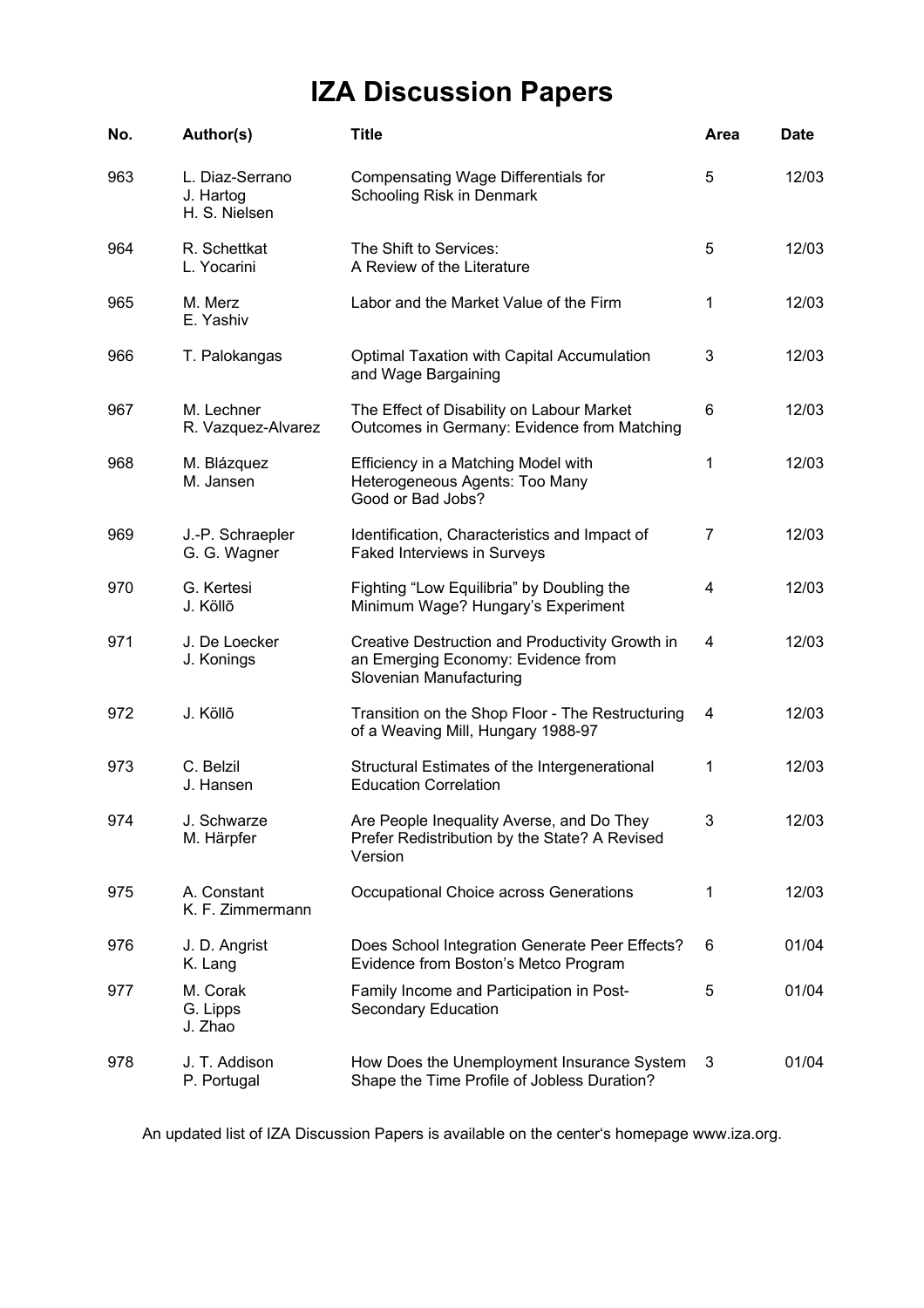# IZA Discussion Papers

| No. | Author(s) | Title | Area | Date |
|---|---|---|---|---|
| 963 | L. Diaz-Serrano<br>J. Hartog<br>H. S. Nielsen | Compensating Wage Differentials for Schooling Risk in Denmark | 5 | 12/03 |
| 964 | R. Schettkat<br>L. Yocarini | The Shift to Services: A Review of the Literature | 5 | 12/03 |
| 965 | M. Merz<br>E. Yashiv | Labor and the Market Value of the Firm | 1 | 12/03 |
| 966 | T. Palokangas | Optimal Taxation with Capital Accumulation and Wage Bargaining | 3 | 12/03 |
| 967 | M. Lechner<br>R. Vazquez-Alvarez | The Effect of Disability on Labour Market Outcomes in Germany: Evidence from Matching | 6 | 12/03 |
| 968 | M. Blázquez<br>M. Jansen | Efficiency in a Matching Model with Heterogeneous Agents: Too Many Good or Bad Jobs? | 1 | 12/03 |
| 969 | J.-P. Schraepler<br>G. G. Wagner | Identification, Characteristics and Impact of Faked Interviews in Surveys | 7 | 12/03 |
| 970 | G. Kertesi<br>J. Köllő | Fighting "Low Equilibria" by Doubling the Minimum Wage? Hungary's Experiment | 4 | 12/03 |
| 971 | J. De Loecker<br>J. Konings | Creative Destruction and Productivity Growth in an Emerging Economy: Evidence from Slovenian Manufacturing | 4 | 12/03 |
| 972 | J. Köllő | Transition on the Shop Floor - The Restructuring of a Weaving Mill, Hungary 1988-97 | 4 | 12/03 |
| 973 | C. Belzil<br>J. Hansen | Structural Estimates of the Intergenerational Education Correlation | 1 | 12/03 |
| 974 | J. Schwarze<br>M. Härpfer | Are People Inequality Averse, and Do They Prefer Redistribution by the State? A Revised Version | 3 | 12/03 |
| 975 | A. Constant<br>K. F. Zimmermann | Occupational Choice across Generations | 1 | 12/03 |
| 976 | J. D. Angrist<br>K. Lang | Does School Integration Generate Peer Effects? Evidence from Boston's Metco Program | 6 | 01/04 |
| 977 | M. Corak<br>G. Lipps<br>J. Zhao | Family Income and Participation in Post-Secondary Education | 5 | 01/04 |
| 978 | J. T. Addison<br>P. Portugal | How Does the Unemployment Insurance System Shape the Time Profile of Jobless Duration? | 3 | 01/04 |

An updated list of IZA Discussion Papers is available on the center's homepage www.iza.org.